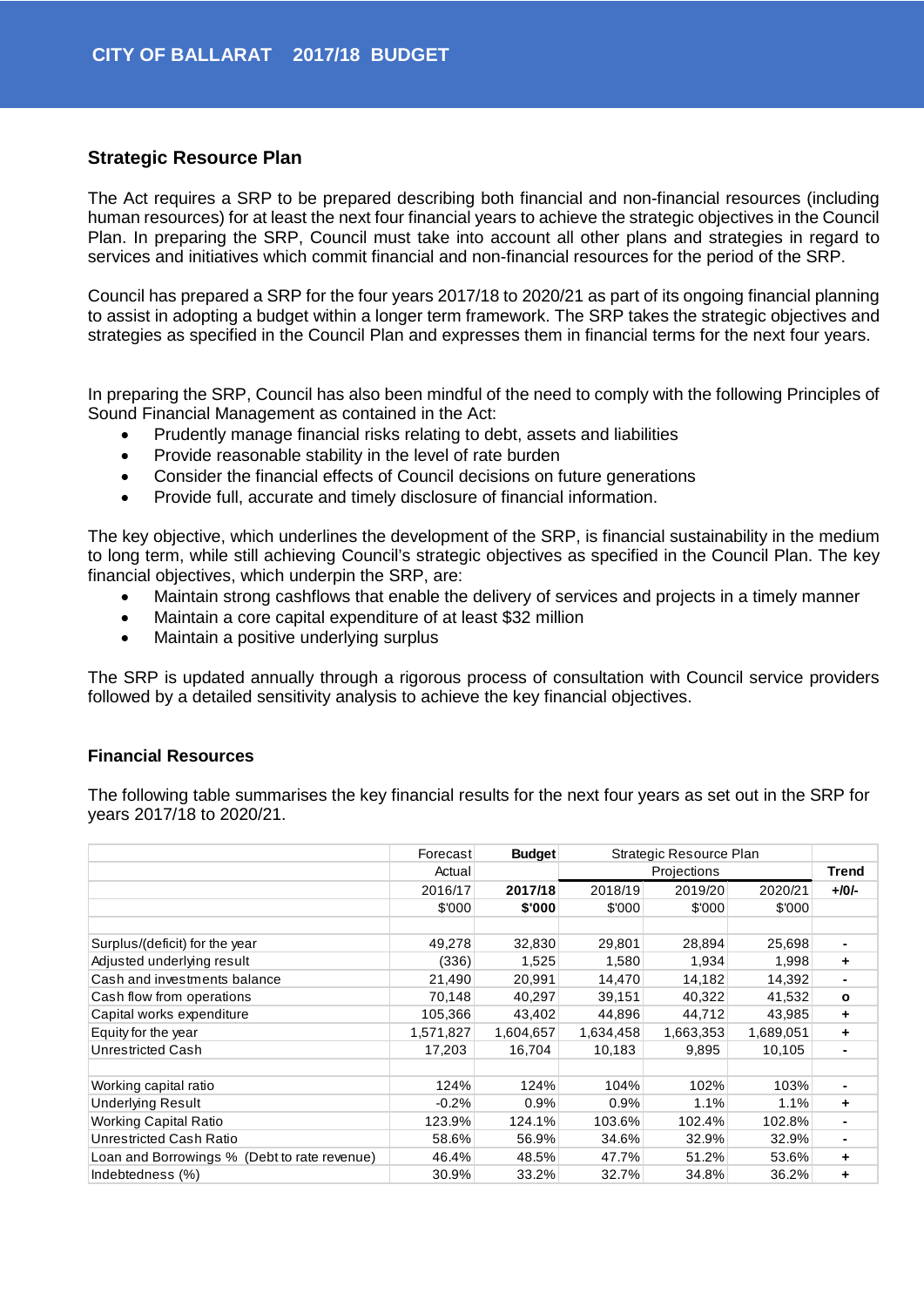## Strategic Resource Plan

The Act requires a SRP to be prepared describing both financial and non-financial resources (including human resources) for at least the next four financial years to achieve the strategic objectives in the Council Plan. In preparing the SRP, Council must take into account all other plans and strategies in regard to services and initiatives which commit financial and non-financial resources for the period of the SRP.

Council has prepared a SRP for the four years 2017/18 to 2020/21 as part of its ongoing financial planning to assist in adopting a budget within a longer term framework. The SRP takes the strategic objectives and strategies as specified in the Council Plan and expresses them in financial terms for the next four years.

In preparing the SRP, Council has also been mindful of the need to comply with the following Principles of Sound Financial Management as contained in the Act:

- Prudently manage financial risks relating to debt, assets and liabilities
- Provide reasonable stability in the level of rate burden
- Consider the financial effects of Council decisions on future generations
- Provide full, accurate and timely disclosure of financial information.

The key objective, which underlines the development of the SRP, is financial sustainability in the medium to long term, while still achieving Council's strategic objectives as specified in the Council Plan. The key financial objectives, which underpin the SRP, are:

- Maintain strong cashflows that enable the delivery of services and projects in a timely manner
- Maintain a core capital expenditure of at least $32 million
- Maintain a positive underlying surplus

The SRP is updated annually through a rigorous process of consultation with Council service providers followed by a detailed sensitivity analysis to achieve the key financial objectives.

### Financial Resources

The following table summarises the key financial results for the next four years as set out in the SRP for years 2017/18 to 2020/21.

| | Forecast Actual | **Budget** | Strategic Resource Plan Projections | | | **Trend** |
|---|---|---|---|---|---|---|
| | 2016/17 | **2017/18** | 2018/19 | 2019/20 | 2020/21 | **+/0/-** |
| | $'000 | **$'000** | $'000 | $'000 | $'000 | |
| | | | | | | |
| Surplus/(deficit) for the year | 49,278 | 32,830 | 29,801 | 28,894 | 25,698 | **-** |
| Adjusted underlying result | (336) | 1,525 | 1,580 | 1,934 | 1,998 | **+** |
| Cash and investments balance | 21,490 | 20,991 | 14,470 | 14,182 | 14,392 | **-** |
| Cash flow from operations | 70,148 | 40,297 | 39,151 | 40,322 | 41,532 | **o** |
| Capital works expenditure | 105,366 | 43,402 | 44,896 | 44,712 | 43,985 | **+** |
| Equity for the year | 1,571,827 | 1,604,657 | 1,634,458 | 1,663,353 | 1,689,051 | **+** |
| Unrestricted Cash | 17,203 | 16,704 | 10,183 | 9,895 | 10,105 | **-** |
| | | | | | | |
| Working capital ratio | 124% | 124% | 104% | 102% | 103% | **-** |
| Underlying Result | -0.2% | 0.9% | 0.9% | 1.1% | 1.1% | **+** |
| Working Capital Ratio | 123.9% | 124.1% | 103.6% | 102.4% | 102.8% | **-** |
| Unrestricted Cash Ratio | 58.6% | 56.9% | 34.6% | 32.9% | 32.9% | **-** |
| Loan and Borrowings % (Debt to rate revenue) | 46.4% | 48.5% | 47.7% | 51.2% | 53.6% | **+** |
| Indebtedness (%) | 30.9% | 33.2% | 32.7% | 34.8% | 36.2% | **+** |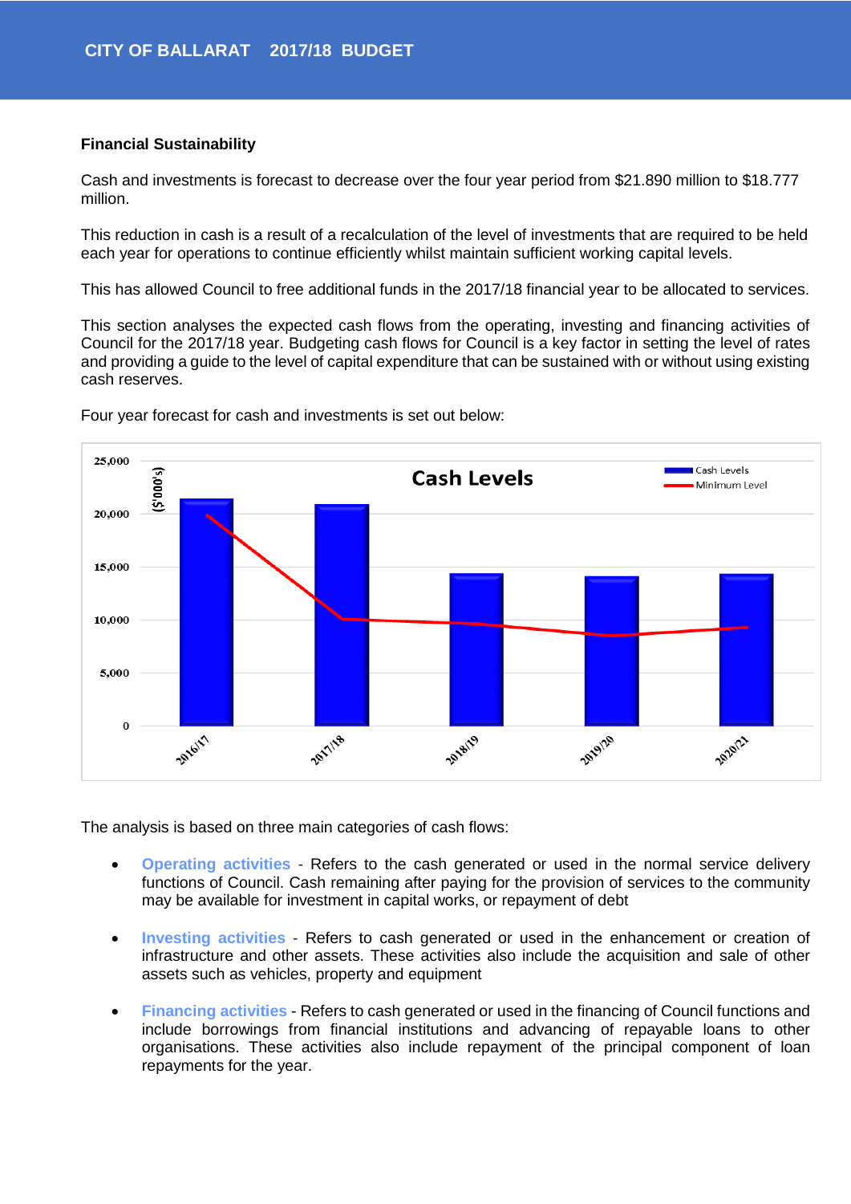**Financial Sustainability**

Cash and investments is forecast to decrease over the four year period from $21.890 million to $18.777 million.

This reduction in cash is a result of a recalculation of the level of investments that are required to be held each year for operations to continue efficiently whilst maintain sufficient working capital levels.

This has allowed Council to free additional funds in the 2017/18 financial year to be allocated to services.

This section analyses the expected cash flows from the operating, investing and financing activities of Council for the 2017/18 year. Budgeting cash flows for Council is a key factor in setting the level of rates and providing a guide to the level of capital expenditure that can be sustained with or without using existing cash reserves.

Four year forecast for cash and investments is set out below:

The analysis is based on three main categories of cash flows:

- **Operating activities** - Refers to the cash generated or used in the normal service delivery functions of Council. Cash remaining after paying for the provision of services to the community may be available for investment in capital works, or repayment of debt
- **Investing activities** - Refers to cash generated or used in the enhancement or creation of infrastructure and other assets. These activities also include the acquisition and sale of other assets such as vehicles, property and equipment
- **Financing activities** - Refers to cash generated or used in the financing of Council functions and include borrowings from financial institutions and advancing of repayable loans to other organisations. These activities also include repayment of the principal component of loan repayments for the year.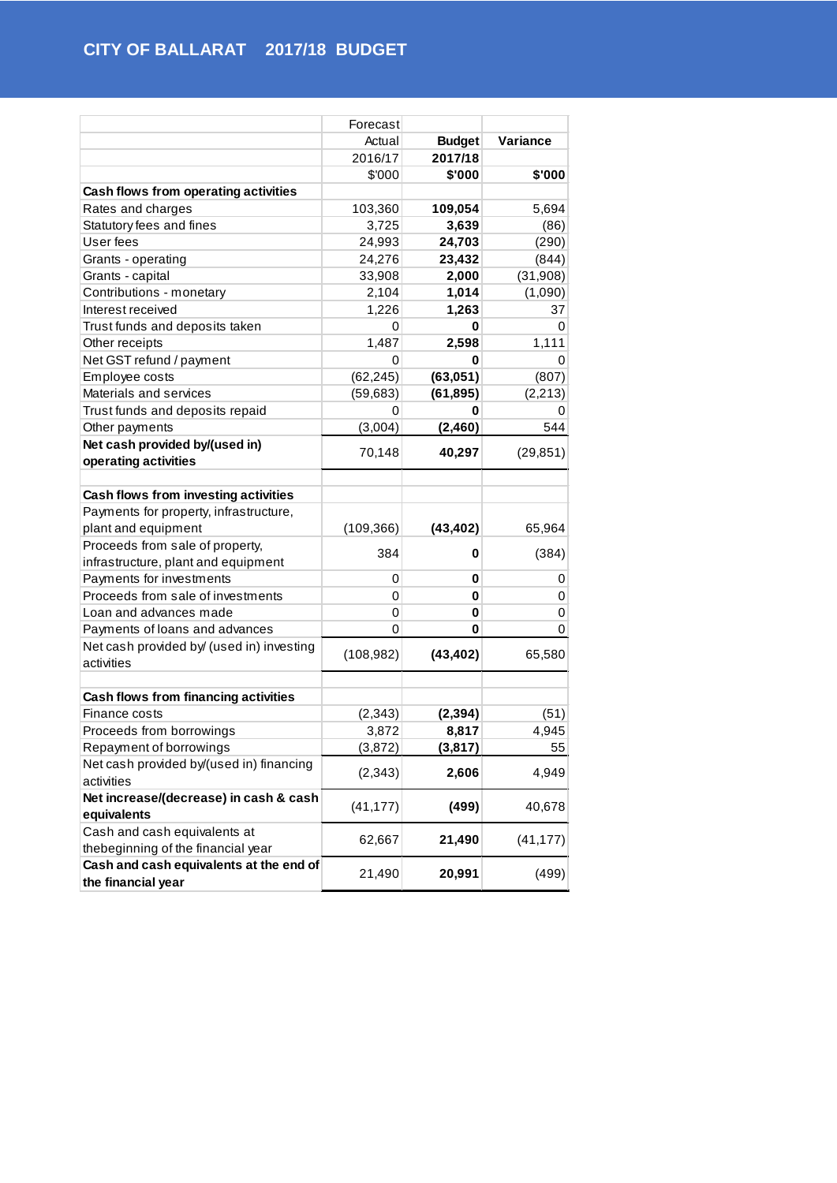# CITY OF BALLARAT 2017/18 BUDGET

| | Forecast Actual 2016/17 $'000 | **Budget 2017/18 $'000** | **Variance $'000** |
|---|---|---|---|
| **Cash flows from operating activities** | | | |
| Rates and charges | 103,360 | **109,054** | 5,694 |
| Statutory fees and fines | 3,725 | **3,639** | (86) |
| User fees | 24,993 | **24,703** | (290) |
| Grants - operating | 24,276 | **23,432** | (844) |
| Grants - capital | 33,908 | **2,000** | (31,908) |
| Contributions - monetary | 2,104 | **1,014** | (1,090) |
| Interest received | 1,226 | **1,263** | 37 |
| Trust funds and deposits taken | 0 | **0** | 0 |
| Other receipts | 1,487 | **2,598** | 1,111 |
| Net GST refund / payment | 0 | **0** | 0 |
| Employee costs | (62,245) | **(63,051)** | (807) |
| Materials and services | (59,683) | **(61,895)** | (2,213) |
| Trust funds and deposits repaid | 0 | **0** | 0 |
| Other payments | (3,004) | **(2,460)** | 544 |
| **Net cash provided by/(used in) operating activities** | 70,148 | **40,297** | (29,851) |
| | | | |
| **Cash flows from investing activities** | | | |
| Payments for property, infrastructure, plant and equipment | (109,366) | **(43,402)** | 65,964 |
| Proceeds from sale of property, infrastructure, plant and equipment | 384 | **0** | (384) |
| Payments for investments | 0 | **0** | 0 |
| Proceeds from sale of investments | 0 | **0** | 0 |
| Loan and advances made | 0 | **0** | 0 |
| Payments of loans and advances | 0 | **0** | 0 |
| Net cash provided by/ (used in) investing activities | (108,982) | **(43,402)** | 65,580 |
| | | | |
| **Cash flows from financing activities** | | | |
| Finance costs | (2,343) | **(2,394)** | (51) |
| Proceeds from borrowings | 3,872 | **8,817** | 4,945 |
| Repayment of borrowings | (3,872) | **(3,817)** | 55 |
| Net cash provided by/(used in) financing activities | (2,343) | **2,606** | 4,949 |
| **Net increase/(decrease) in cash & cash equivalents** | (41,177) | **(499)** | 40,678 |
| Cash and cash equivalents at thebeginning of the financial year | 62,667 | **21,490** | (41,177) |
| **Cash and cash equivalents at the end of the financial year** | 21,490 | **20,991** | (499) |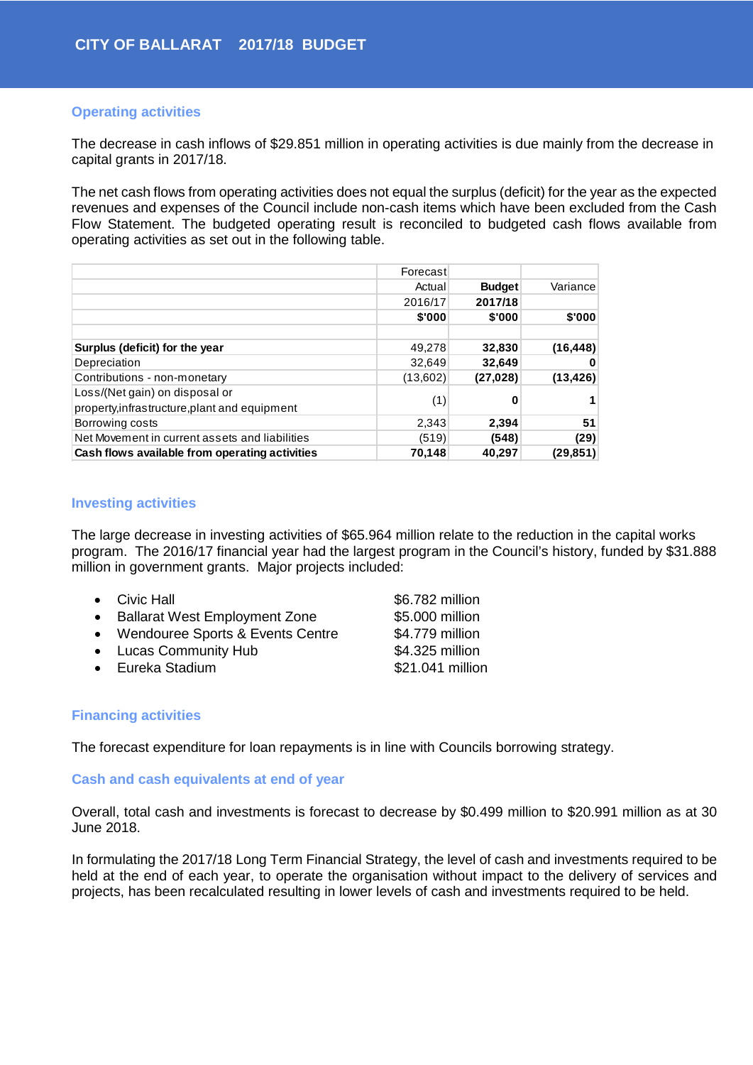## Operating activities

The decrease in cash inflows of $29.851 million in operating activities is due mainly from the decrease in capital grants in 2017/18.

The net cash flows from operating activities does not equal the surplus (deficit) for the year as the expected revenues and expenses of the Council include non-cash items which have been excluded from the Cash Flow Statement. The budgeted operating result is reconciled to budgeted cash flows available from operating activities as set out in the following table.

| | Forecast Actual 2016/17 $'000 | **Budget 2017/18 $'000** | Variance $'000 |
|---|---|---|---|
| **Surplus (deficit) for the year** | 49,278 | **32,830** | **(16,448)** |
| Depreciation | 32,649 | **32,649** | **0** |
| Contributions - non-monetary | (13,602) | **(27,028)** | **(13,426)** |
| Loss/(Net gain) on disposal or property,infrastructure,plant and equipment | (1) | **0** | **1** |
| Borrowing costs | 2,343 | **2,394** | **51** |
| Net Movement in current assets and liabilities | (519) | **(548)** | **(29)** |
| **Cash flows available from operating activities** | **70,148** | **40,297** | **(29,851)** |

## Investing activities

The large decrease in investing activities of $65.964 million relate to the reduction in the capital works program. The 2016/17 financial year had the largest program in the Council's history, funded by $31.888 million in government grants. Major projects included:

- Civic Hall $6.782 million
- Ballarat West Employment Zone $5.000 million
- Wendouree Sports & Events Centre $4.779 million
- Lucas Community Hub $4.325 million
- Eureka Stadium $21.041 million

## Financing activities

The forecast expenditure for loan repayments is in line with Councils borrowing strategy.

## Cash and cash equivalents at end of year

Overall, total cash and investments is forecast to decrease by $0.499 million to $20.991 million as at 30 June 2018.

In formulating the 2017/18 Long Term Financial Strategy, the level of cash and investments required to be held at the end of each year, to operate the organisation without impact to the delivery of services and projects, has been recalculated resulting in lower levels of cash and investments required to be held.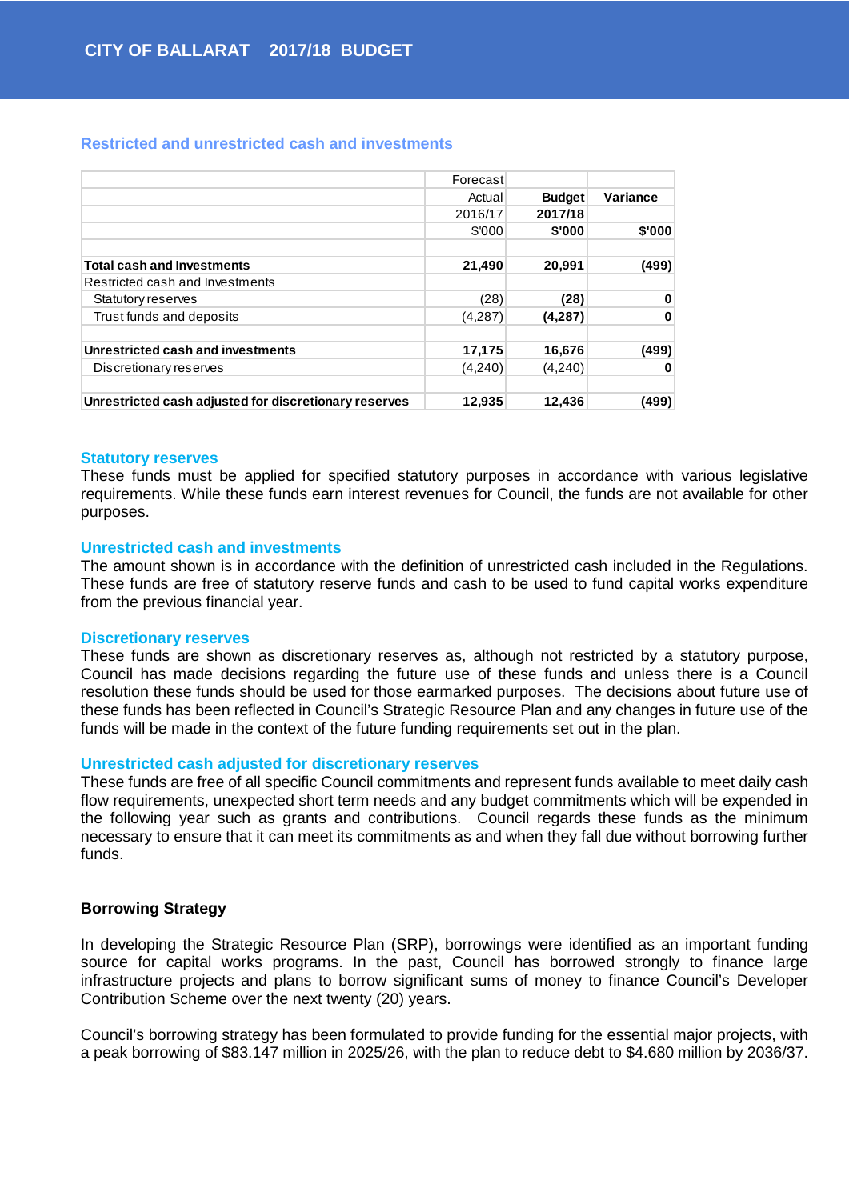## Restricted and unrestricted cash and investments

| | Forecast Actual 2016/17 $'000 | **Budget 2017/18 $'000** | **Variance $'000** |
|---|---|---|---|
| **Total cash and Investments** | **21,490** | **20,991** | **(499)** |
| Restricted cash and Investments | | | |
| Statutory reserves | (28) | **(28)** | **0** |
| Trust funds and deposits | (4,287) | **(4,287)** | **0** |
| **Unrestricted cash and investments** | **17,175** | **16,676** | **(499)** |
| Discretionary reserves | (4,240) | (4,240) | **0** |
| **Unrestricted cash adjusted for discretionary reserves** | **12,935** | **12,436** | **(499)** |

### Statutory reserves

These funds must be applied for specified statutory purposes in accordance with various legislative requirements. While these funds earn interest revenues for Council, the funds are not available for other purposes.

### Unrestricted cash and investments

The amount shown is in accordance with the definition of unrestricted cash included in the Regulations. These funds are free of statutory reserve funds and cash to be used to fund capital works expenditure from the previous financial year.

### Discretionary reserves

These funds are shown as discretionary reserves as, although not restricted by a statutory purpose, Council has made decisions regarding the future use of these funds and unless there is a Council resolution these funds should be used for those earmarked purposes. The decisions about future use of these funds has been reflected in Council's Strategic Resource Plan and any changes in future use of the funds will be made in the context of the future funding requirements set out in the plan.

### Unrestricted cash adjusted for discretionary reserves

These funds are free of all specific Council commitments and represent funds available to meet daily cash flow requirements, unexpected short term needs and any budget commitments which will be expended in the following year such as grants and contributions. Council regards these funds as the minimum necessary to ensure that it can meet its commitments as and when they fall due without borrowing further funds.

### Borrowing Strategy

In developing the Strategic Resource Plan (SRP), borrowings were identified as an important funding source for capital works programs. In the past, Council has borrowed strongly to finance large infrastructure projects and plans to borrow significant sums of money to finance Council's Developer Contribution Scheme over the next twenty (20) years.

Council's borrowing strategy has been formulated to provide funding for the essential major projects, with a peak borrowing of $83.147 million in 2025/26, with the plan to reduce debt to $4.680 million by 2036/37.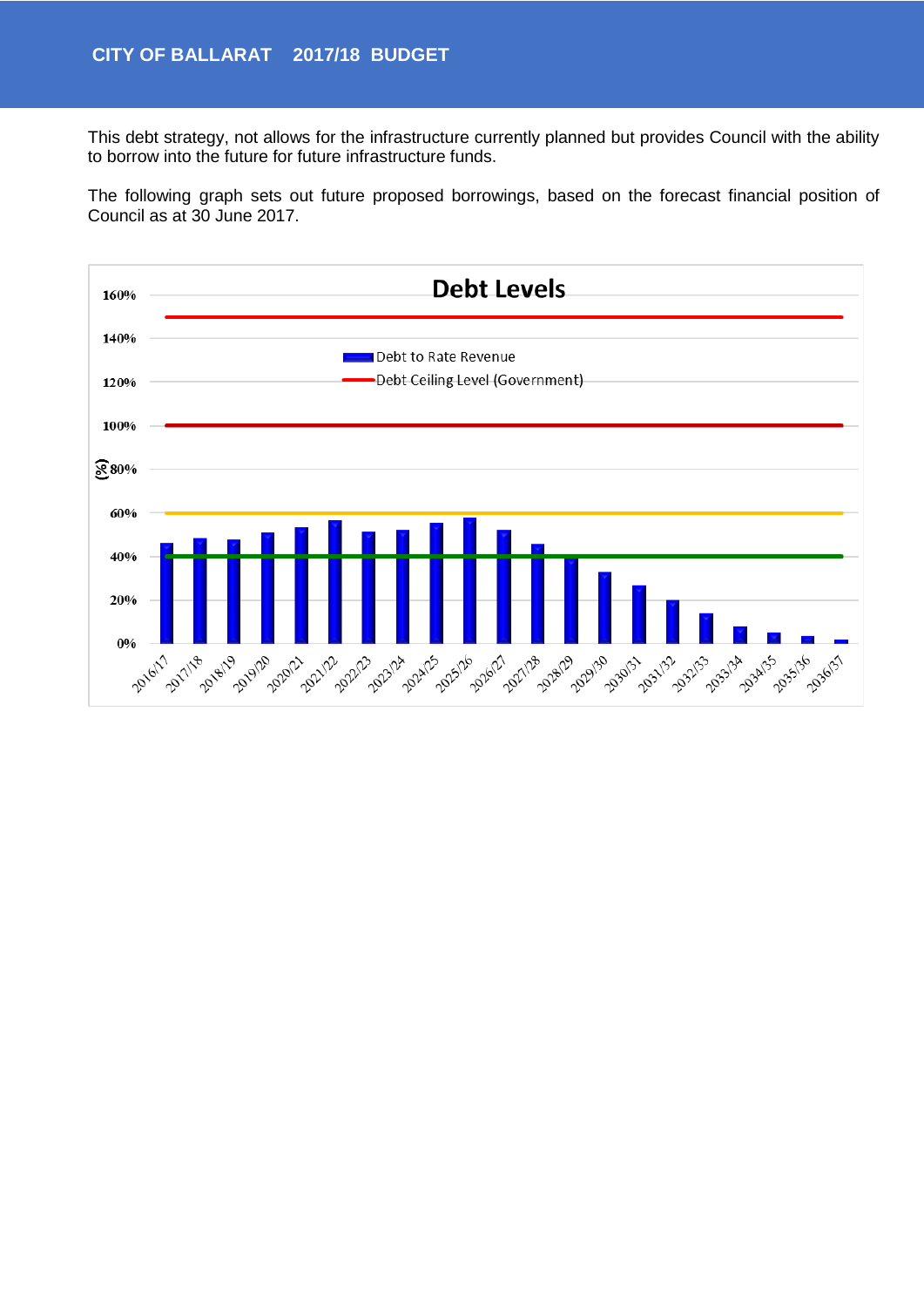This debt strategy, not allows for the infrastructure currently planned but provides Council with the ability to borrow into the future for future infrastructure funds.

The following graph sets out future proposed borrowings, based on the forecast financial position of Council as at 30 June 2017.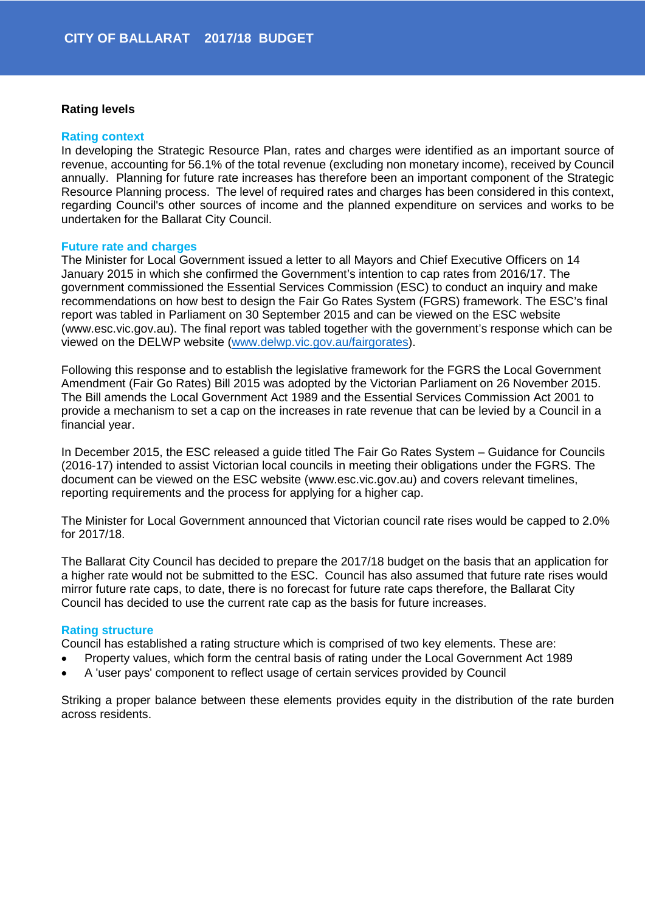## Rating levels

### Rating context

In developing the Strategic Resource Plan, rates and charges were identified as an important source of revenue, accounting for 56.1% of the total revenue (excluding non monetary income), received by Council annually. Planning for future rate increases has therefore been an important component of the Strategic Resource Planning process. The level of required rates and charges has been considered in this context, regarding Council's other sources of income and the planned expenditure on services and works to be undertaken for the Ballarat City Council.

### Future rate and charges

The Minister for Local Government issued a letter to all Mayors and Chief Executive Officers on 14 January 2015 in which she confirmed the Government's intention to cap rates from 2016/17. The government commissioned the Essential Services Commission (ESC) to conduct an inquiry and make recommendations on how best to design the Fair Go Rates System (FGRS) framework. The ESC's final report was tabled in Parliament on 30 September 2015 and can be viewed on the ESC website (www.esc.vic.gov.au). The final report was tabled together with the government's response which can be viewed on the DELWP website ([www.delwp.vic.gov.au/fairgorates](www.delwp.vic.gov.au/fairgorates)).

Following this response and to establish the legislative framework for the FGRS the Local Government Amendment (Fair Go Rates) Bill 2015 was adopted by the Victorian Parliament on 26 November 2015. The Bill amends the Local Government Act 1989 and the Essential Services Commission Act 2001 to provide a mechanism to set a cap on the increases in rate revenue that can be levied by a Council in a financial year.

In December 2015, the ESC released a guide titled The Fair Go Rates System – Guidance for Councils (2016-17) intended to assist Victorian local councils in meeting their obligations under the FGRS. The document can be viewed on the ESC website (www.esc.vic.gov.au) and covers relevant timelines, reporting requirements and the process for applying for a higher cap.

The Minister for Local Government announced that Victorian council rate rises would be capped to 2.0% for 2017/18.

The Ballarat City Council has decided to prepare the 2017/18 budget on the basis that an application for a higher rate would not be submitted to the ESC. Council has also assumed that future rate rises would mirror future rate caps, to date, there is no forecast for future rate caps therefore, the Ballarat City Council has decided to use the current rate cap as the basis for future increases.

### Rating structure

Council has established a rating structure which is comprised of two key elements. These are:

- Property values, which form the central basis of rating under the Local Government Act 1989
- A 'user pays' component to reflect usage of certain services provided by Council

Striking a proper balance between these elements provides equity in the distribution of the rate burden across residents.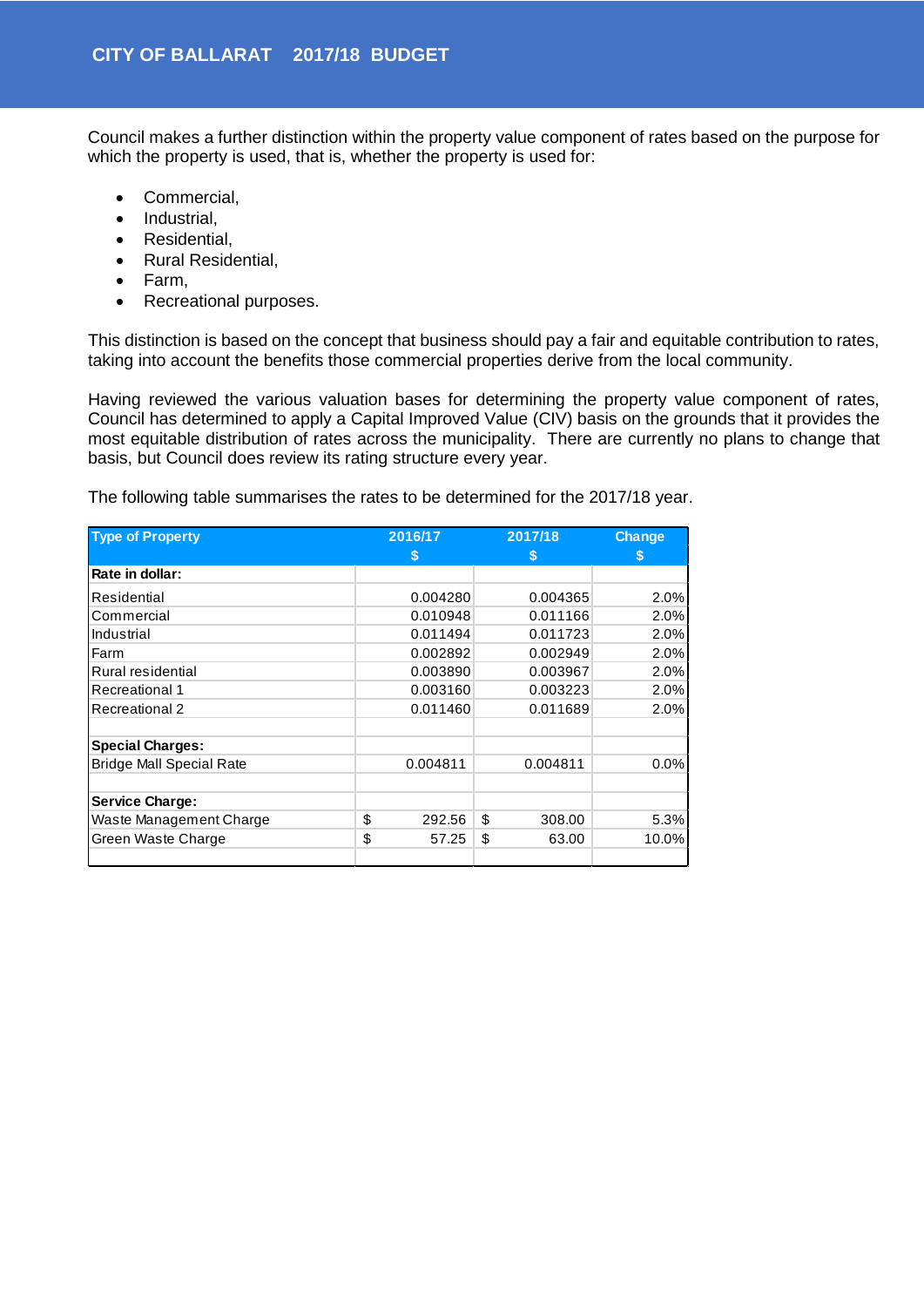Council makes a further distinction within the property value component of rates based on the purpose for which the property is used, that is, whether the property is used for:

- Commercial,
- Industrial,
- Residential,
- Rural Residential,
- Farm,
- Recreational purposes.

This distinction is based on the concept that business should pay a fair and equitable contribution to rates, taking into account the benefits those commercial properties derive from the local community.

Having reviewed the various valuation bases for determining the property value component of rates, Council has determined to apply a Capital Improved Value (CIV) basis on the grounds that it provides the most equitable distribution of rates across the municipality. There are currently no plans to change that basis, but Council does review its rating structure every year.

The following table summarises the rates to be determined for the 2017/18 year.

| Type of Property | 2016/17<br>$ | 2017/18<br>$ | Change<br>$ |
|---|---|---|---|
| **Rate in dollar:** | | | |
| Residential | 0.004280 | 0.004365 | 2.0% |
| Commercial | 0.010948 | 0.011166 | 2.0% |
| Industrial | 0.011494 | 0.011723 | 2.0% |
| Farm | 0.002892 | 0.002949 | 2.0% |
| Rural residential | 0.003890 | 0.003967 | 2.0% |
| Recreational 1 | 0.003160 | 0.003223 | 2.0% |
| Recreational 2 | 0.011460 | 0.011689 | 2.0% |
| | | | |
| **Special Charges:** | | | |
| Bridge Mall Special Rate | 0.004811 | 0.004811 | 0.0% |
| | | | |
| **Service Charge:** | | | |
| Waste Management Charge | $ 292.56 | $ 308.00 | 5.3% |
| Green Waste Charge | $ 57.25 | $ 63.00 | 10.0% |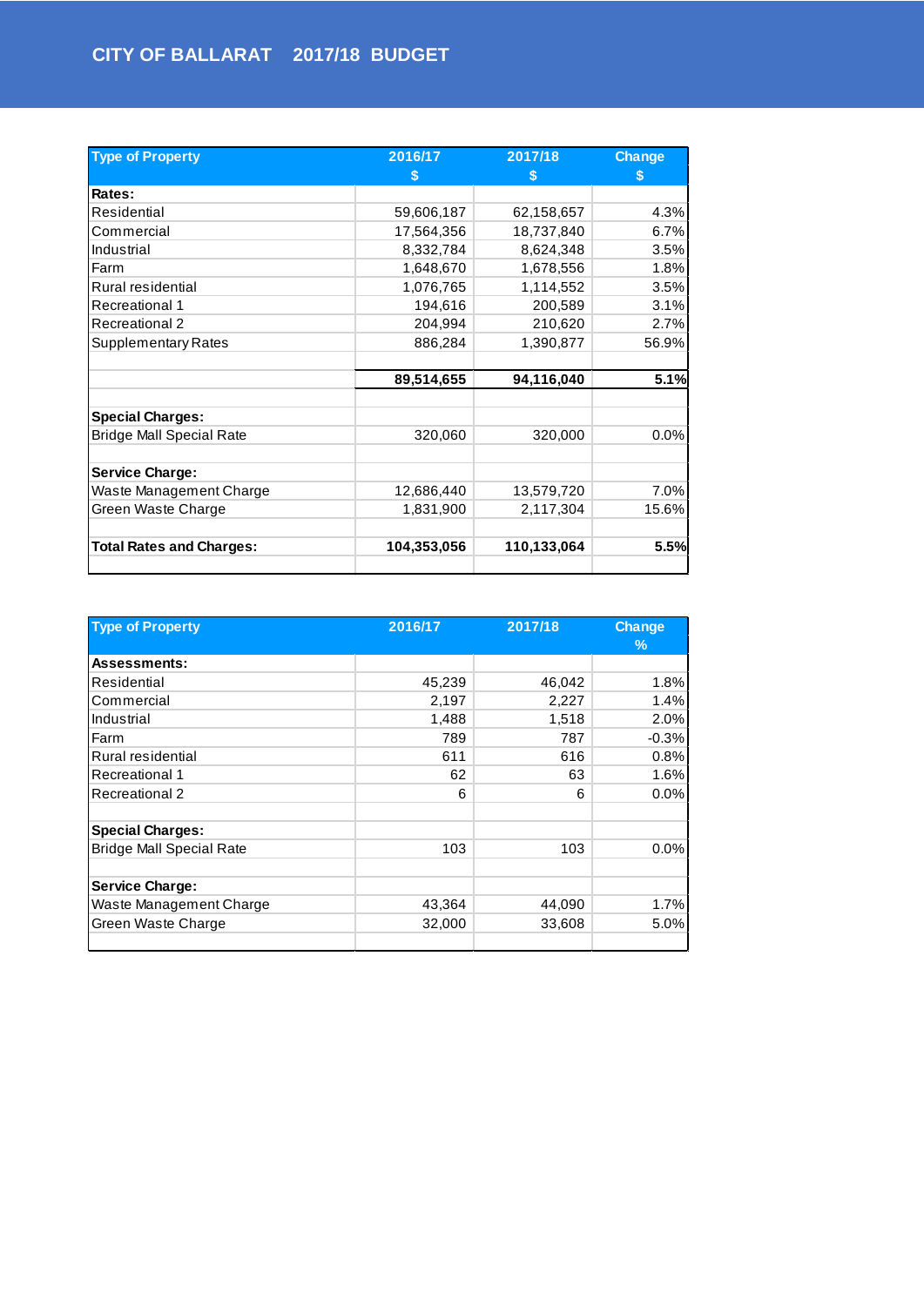# CITY OF BALLARAT 2017/18 BUDGET

| Type of Property | 2016/17<br>$ | 2017/18<br>$ | Change<br>$ |
|---|---|---|---|
| **Rates:** | | | |
| Residential | 59,606,187 | 62,158,657 | 4.3% |
| Commercial | 17,564,356 | 18,737,840 | 6.7% |
| Industrial | 8,332,784 | 8,624,348 | 3.5% |
| Farm | 1,648,670 | 1,678,556 | 1.8% |
| Rural residential | 1,076,765 | 1,114,552 | 3.5% |
| Recreational 1 | 194,616 | 200,589 | 3.1% |
| Recreational 2 | 204,994 | 210,620 | 2.7% |
| Supplementary Rates | 886,284 | 1,390,877 | 56.9% |
| | | | |
| | **89,514,655** | **94,116,040** | **5.1%** |
| | | | |
| **Special Charges:** | | | |
| Bridge Mall Special Rate | 320,060 | 320,000 | 0.0% |
| | | | |
| **Service Charge:** | | | |
| Waste Management Charge | 12,686,440 | 13,579,720 | 7.0% |
| Green Waste Charge | 1,831,900 | 2,117,304 | 15.6% |
| | | | |
| **Total Rates and Charges:** | **104,353,056** | **110,133,064** | **5.5%** |

| Type of Property | 2016/17 | 2017/18 | Change<br>% |
|---|---|---|---|
| **Assessments:** | | | |
| Residential | 45,239 | 46,042 | 1.8% |
| Commercial | 2,197 | 2,227 | 1.4% |
| Industrial | 1,488 | 1,518 | 2.0% |
| Farm | 789 | 787 | -0.3% |
| Rural residential | 611 | 616 | 0.8% |
| Recreational 1 | 62 | 63 | 1.6% |
| Recreational 2 | 6 | 6 | 0.0% |
| | | | |
| **Special Charges:** | | | |
| Bridge Mall Special Rate | 103 | 103 | 0.0% |
| | | | |
| **Service Charge:** | | | |
| Waste Management Charge | 43,364 | 44,090 | 1.7% |
| Green Waste Charge | 32,000 | 33,608 | 5.0% |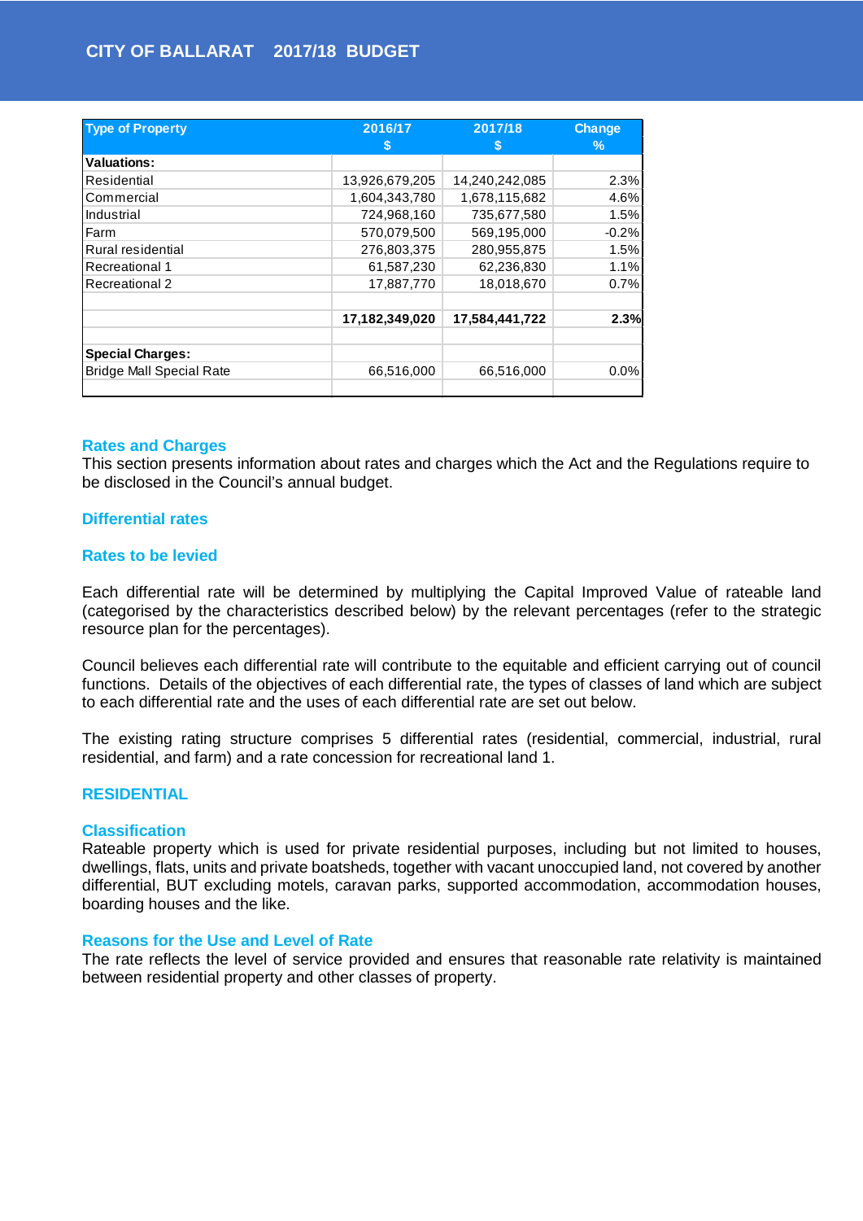| Type of Property | 2016/17 $ | 2017/18 $ | Change % |
|---|---|---|---|
| **Valuations:** | | | |
| Residential | 13,926,679,205 | 14,240,242,085 | 2.3% |
| Commercial | 1,604,343,780 | 1,678,115,682 | 4.6% |
| Industrial | 724,968,160 | 735,677,580 | 1.5% |
| Farm | 570,079,500 | 569,195,000 | -0.2% |
| Rural residential | 276,803,375 | 280,955,875 | 1.5% |
| Recreational 1 | 61,587,230 | 62,236,830 | 1.1% |
| Recreational 2 | 17,887,770 | 18,018,670 | 0.7% |
| | | | |
| | **17,182,349,020** | **17,584,441,722** | **2.3%** |
| | | | |
| **Special Charges:** | | | |
| Bridge Mall Special Rate | 66,516,000 | 66,516,000 | 0.0% |

## Rates and Charges

This section presents information about rates and charges which the Act and the Regulations require to be disclosed in the Council's annual budget.

## Differential rates

### Rates to be levied

Each differential rate will be determined by multiplying the Capital Improved Value of rateable land (categorised by the characteristics described below) by the relevant percentages (refer to the strategic resource plan for the percentages).

Council believes each differential rate will contribute to the equitable and efficient carrying out of council functions. Details of the objectives of each differential rate, the types of classes of land which are subject to each differential rate and the uses of each differential rate are set out below.

The existing rating structure comprises 5 differential rates (residential, commercial, industrial, rural residential, and farm) and a rate concession for recreational land 1.

## RESIDENTIAL

### Classification

Rateable property which is used for private residential purposes, including but not limited to houses, dwellings, flats, units and private boatsheds, together with vacant unoccupied land, not covered by another differential, BUT excluding motels, caravan parks, supported accommodation, accommodation houses, boarding houses and the like.

### Reasons for the Use and Level of Rate

The rate reflects the level of service provided and ensures that reasonable rate relativity is maintained between residential property and other classes of property.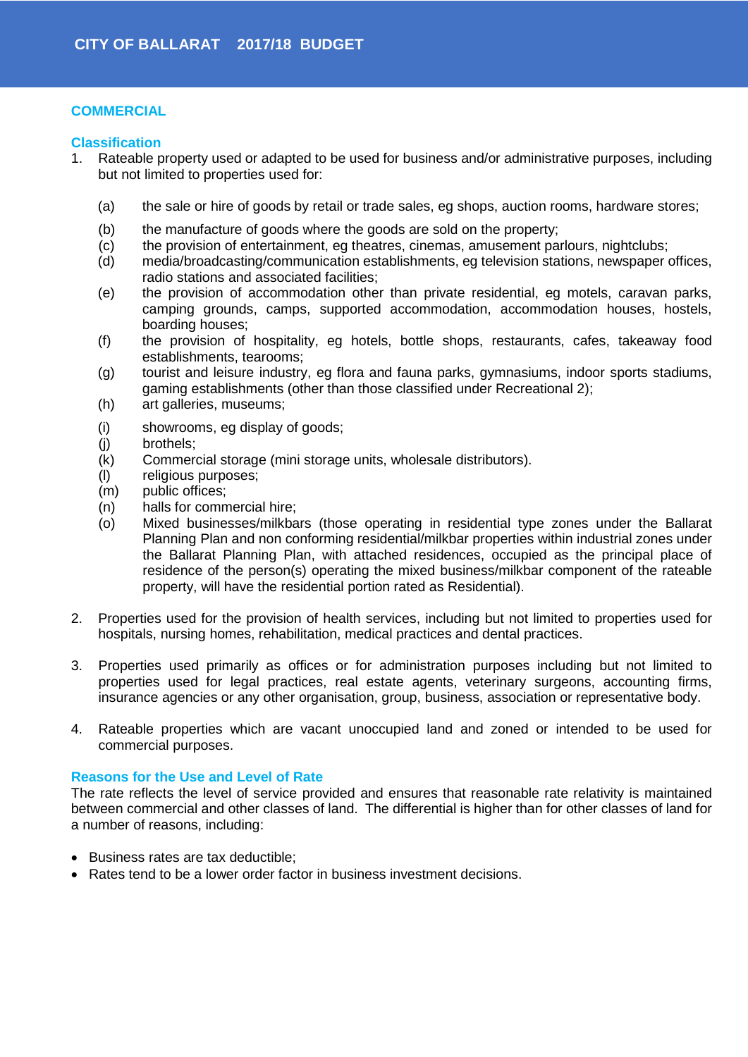## COMMERCIAL

### Classification

1. Rateable property used or adapted to be used for business and/or administrative purposes, including but not limited to properties used for:

   (a) the sale or hire of goods by retail or trade sales, eg shops, auction rooms, hardware stores;

   (b) the manufacture of goods where the goods are sold on the property;

   (c) the provision of entertainment, eg theatres, cinemas, amusement parlours, nightclubs;

   (d) media/broadcasting/communication establishments, eg television stations, newspaper offices, radio stations and associated facilities;

   (e) the provision of accommodation other than private residential, eg motels, caravan parks, camping grounds, camps, supported accommodation, accommodation houses, hostels, boarding houses;

   (f) the provision of hospitality, eg hotels, bottle shops, restaurants, cafes, takeaway food establishments, tearooms;

   (g) tourist and leisure industry, eg flora and fauna parks, gymnasiums, indoor sports stadiums, gaming establishments (other than those classified under Recreational 2);

   (h) art galleries, museums;

   (i) showrooms, eg display of goods;

   (j) brothels;

   (k) Commercial storage (mini storage units, wholesale distributors).

   (l) religious purposes;

   (m) public offices;

   (n) halls for commercial hire;

   (o) Mixed businesses/milkbars (those operating in residential type zones under the Ballarat Planning Plan and non conforming residential/milkbar properties within industrial zones under the Ballarat Planning Plan, with attached residences, occupied as the principal place of residence of the person(s) operating the mixed business/milkbar component of the rateable property, will have the residential portion rated as Residential).

2. Properties used for the provision of health services, including but not limited to properties used for hospitals, nursing homes, rehabilitation, medical practices and dental practices.

3. Properties used primarily as offices or for administration purposes including but not limited to properties used for legal practices, real estate agents, veterinary surgeons, accounting firms, insurance agencies or any other organisation, group, business, association or representative body.

4. Rateable properties which are vacant unoccupied land and zoned or intended to be used for commercial purposes.

### Reasons for the Use and Level of Rate

The rate reflects the level of service provided and ensures that reasonable rate relativity is maintained between commercial and other classes of land. The differential is higher than for other classes of land for a number of reasons, including:

- Business rates are tax deductible;
- Rates tend to be a lower order factor in business investment decisions.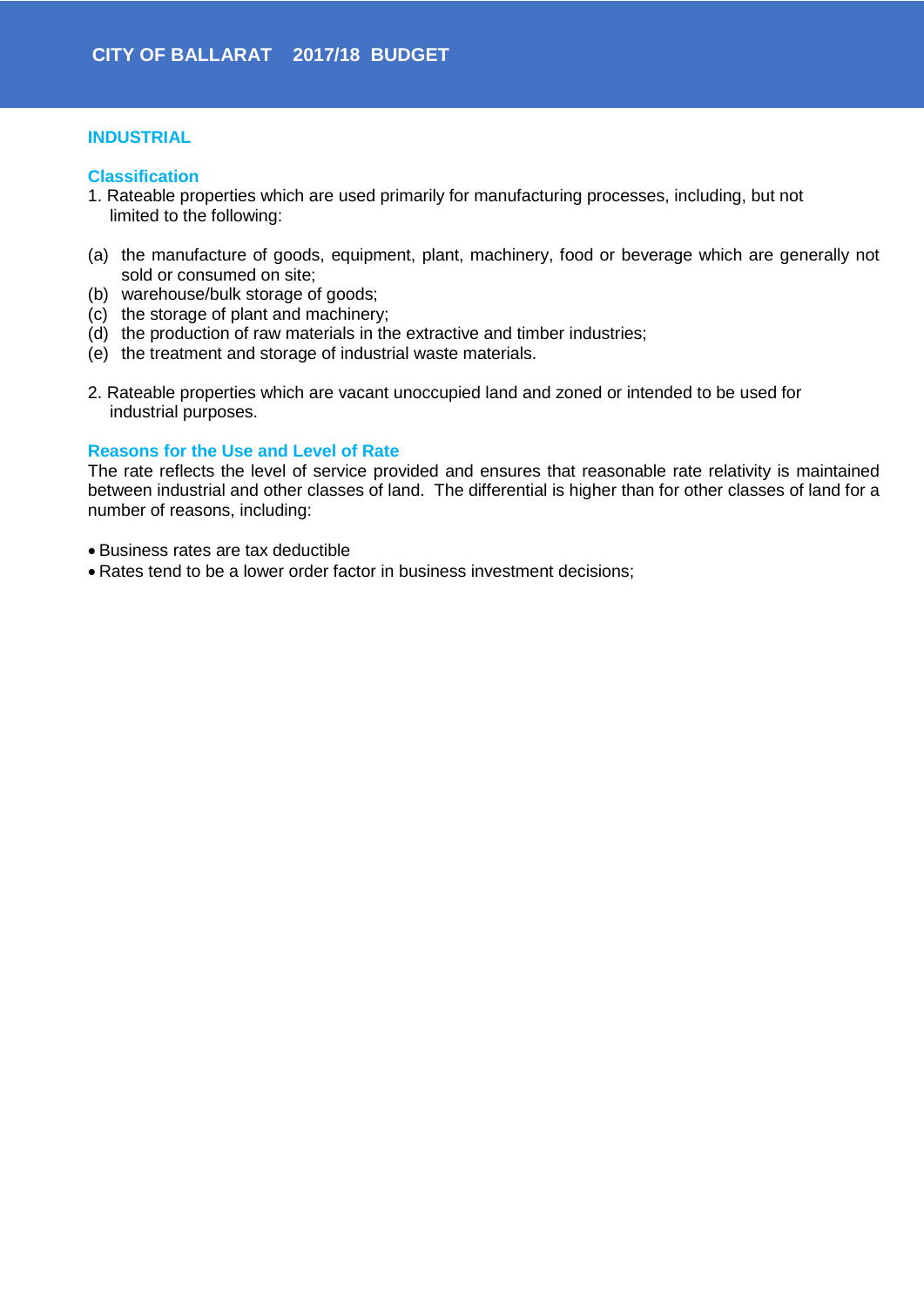## INDUSTRIAL

### Classification

1. Rateable properties which are used primarily for manufacturing processes, including, but not limited to the following:

(a) the manufacture of goods, equipment, plant, machinery, food or beverage which are generally not sold or consumed on site;
(b) warehouse/bulk storage of goods;
(c) the storage of plant and machinery;
(d) the production of raw materials in the extractive and timber industries;
(e) the treatment and storage of industrial waste materials.

2. Rateable properties which are vacant unoccupied land and zoned or intended to be used for industrial purposes.

### Reasons for the Use and Level of Rate

The rate reflects the level of service provided and ensures that reasonable rate relativity is maintained between industrial and other classes of land. The differential is higher than for other classes of land for a number of reasons, including:

- Business rates are tax deductible
- Rates tend to be a lower order factor in business investment decisions;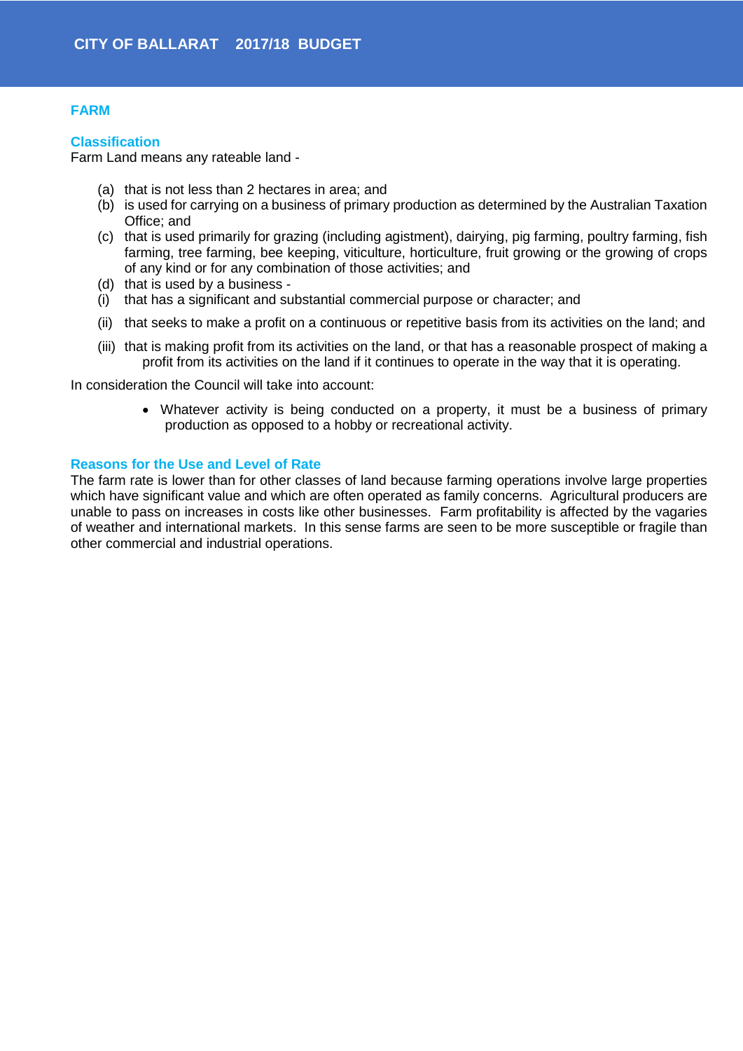## FARM

### Classification

Farm Land means any rateable land -

(a) that is not less than 2 hectares in area; and
(b) is used for carrying on a business of primary production as determined by the Australian Taxation Office; and
(c) that is used primarily for grazing (including agistment), dairying, pig farming, poultry farming, fish farming, tree farming, bee keeping, viticulture, horticulture, fruit growing or the growing of crops of any kind or for any combination of those activities; and
(d) that is used by a business -
(i) that has a significant and substantial commercial purpose or character; and
(ii) that seeks to make a profit on a continuous or repetitive basis from its activities on the land; and
(iii) that is making profit from its activities on the land, or that has a reasonable prospect of making a profit from its activities on the land if it continues to operate in the way that it is operating.

In consideration the Council will take into account:

- Whatever activity is being conducted on a property, it must be a business of primary production as opposed to a hobby or recreational activity.

### Reasons for the Use and Level of Rate

The farm rate is lower than for other classes of land because farming operations involve large properties which have significant value and which are often operated as family concerns. Agricultural producers are unable to pass on increases in costs like other businesses. Farm profitability is affected by the vagaries of weather and international markets. In this sense farms are seen to be more susceptible or fragile than other commercial and industrial operations.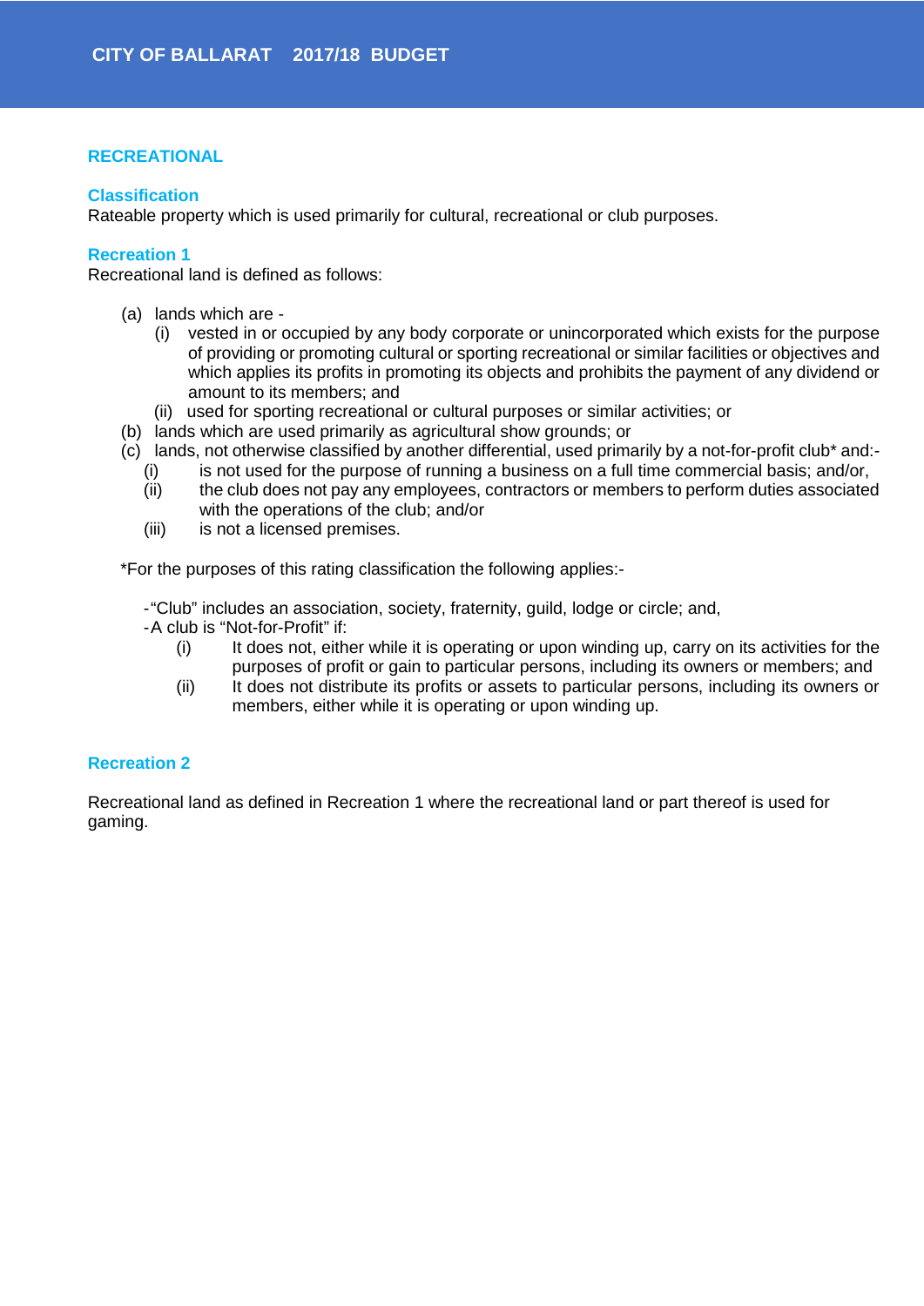## RECREATIONAL

### Classification

Rateable property which is used primarily for cultural, recreational or club purposes.

### Recreation 1

Recreational land is defined as follows:

- (a) lands which are -
  - (i) vested in or occupied by any body corporate or unincorporated which exists for the purpose of providing or promoting cultural or sporting recreational or similar facilities or objectives and which applies its profits in promoting its objects and prohibits the payment of any dividend or amount to its members; and
  - (ii) used for sporting recreational or cultural purposes or similar activities; or
- (b) lands which are used primarily as agricultural show grounds; or
- (c) lands, not otherwise classified by another differential, used primarily by a not-for-profit club* and:-
  - (i) is not used for the purpose of running a business on a full time commercial basis; and/or,
  - (ii) the club does not pay any employees, contractors or members to perform duties associated with the operations of the club; and/or
  - (iii) is not a licensed premises.

*For the purposes of this rating classification the following applies:-

- "Club" includes an association, society, fraternity, guild, lodge or circle; and,
- A club is "Not-for-Profit" if:
  - (i) It does not, either while it is operating or upon winding up, carry on its activities for the purposes of profit or gain to particular persons, including its owners or members; and
  - (ii) It does not distribute its profits or assets to particular persons, including its owners or members, either while it is operating or upon winding up.

### Recreation 2

Recreational land as defined in Recreation 1 where the recreational land or part thereof is used for gaming.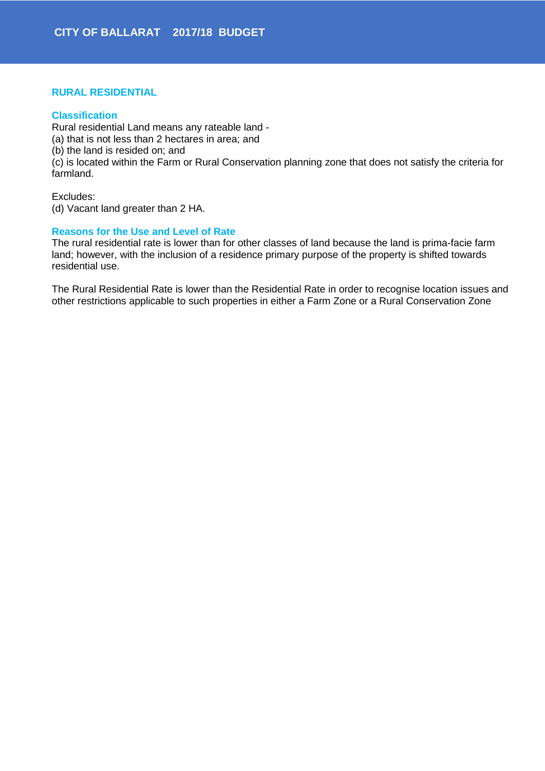## RURAL RESIDENTIAL

### Classification

Rural residential Land means any rateable land -
(a) that is not less than 2 hectares in area; and
(b) the land is resided on; and
(c) is located within the Farm or Rural Conservation planning zone that does not satisfy the criteria for farmland.

Excludes:
(d) Vacant land greater than 2 HA.

### Reasons for the Use and Level of Rate

The rural residential rate is lower than for other classes of land because the land is prima-facie farm land; however, with the inclusion of a residence primary purpose of the property is shifted towards residential use.

The Rural Residential Rate is lower than the Residential Rate in order to recognise location issues and other restrictions applicable to such properties in either a Farm Zone or a Rural Conservation Zone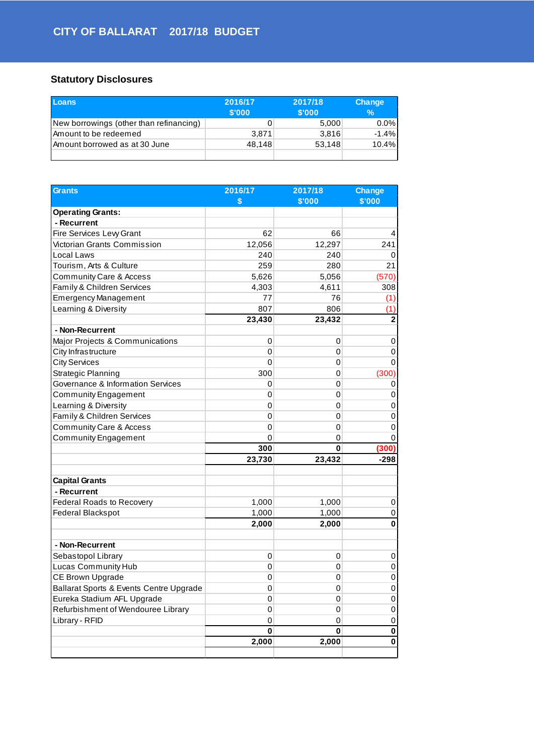# CITY OF BALLARAT 2017/18 BUDGET

## Statutory Disclosures

| Loans | 2016/17 $'000 | 2017/18 $'000 | Change % |
|---|---|---|---|
| New borrowings (other than refinancing) | 0 | 5,000 | 0.0% |
| Amount to be redeemed | 3,871 | 3,816 | -1.4% |
| Amount borrowed as at 30 June | 48,148 | 53,148 | 10.4% |
| | | | |

| Grants | 2016/17 $ | 2017/18 $'000 | Change $'000 |
|---|---|---|---|
| **Operating Grants:** | | | |
| **- Recurrent** | | | |
| Fire Services Levy Grant | 62 | 66 | 4 |
| Victorian Grants Commission | 12,056 | 12,297 | 241 |
| Local Laws | 240 | 240 | 0 |
| Tourism, Arts & Culture | 259 | 280 | 21 |
| Community Care & Access | 5,626 | 5,056 | (570) |
| Family & Children Services | 4,303 | 4,611 | 308 |
| Emergency Management | 77 | 76 | (1) |
| Learning & Diversity | 807 | 806 | (1) |
| | **23,430** | **23,432** | **2** |
| **- Non-Recurrent** | | | |
| Major Projects & Communications | 0 | 0 | 0 |
| City Infrastructure | 0 | 0 | 0 |
| City Services | 0 | 0 | 0 |
| Strategic Planning | 300 | 0 | (300) |
| Governance & Information Services | 0 | 0 | 0 |
| Community Engagement | 0 | 0 | 0 |
| Learning & Diversity | 0 | 0 | 0 |
| Family & Children Services | 0 | 0 | 0 |
| Community Care & Access | 0 | 0 | 0 |
| Community Engagement | 0 | 0 | 0 |
| | **300** | **0** | **(300)** |
| | **23,730** | **23,432** | **-298** |
| | | | |
| **Capital Grants** | | | |
| **- Recurrent** | | | |
| Federal Roads to Recovery | 1,000 | 1,000 | 0 |
| Federal Blackspot | 1,000 | 1,000 | 0 |
| | **2,000** | **2,000** | **0** |
| | | | |
| **- Non-Recurrent** | | | |
| Sebastopol Library | 0 | 0 | 0 |
| Lucas Community Hub | 0 | 0 | 0 |
| CE Brown Upgrade | 0 | 0 | 0 |
| Ballarat Sports & Events Centre Upgrade | 0 | 0 | 0 |
| Eureka Stadium AFL Upgrade | 0 | 0 | 0 |
| Refurbishment of Wendouree Library | 0 | 0 | 0 |
| Library - RFID | 0 | 0 | 0 |
| | **0** | **0** | **0** |
| | **2,000** | **2,000** | **0** |
| | | | |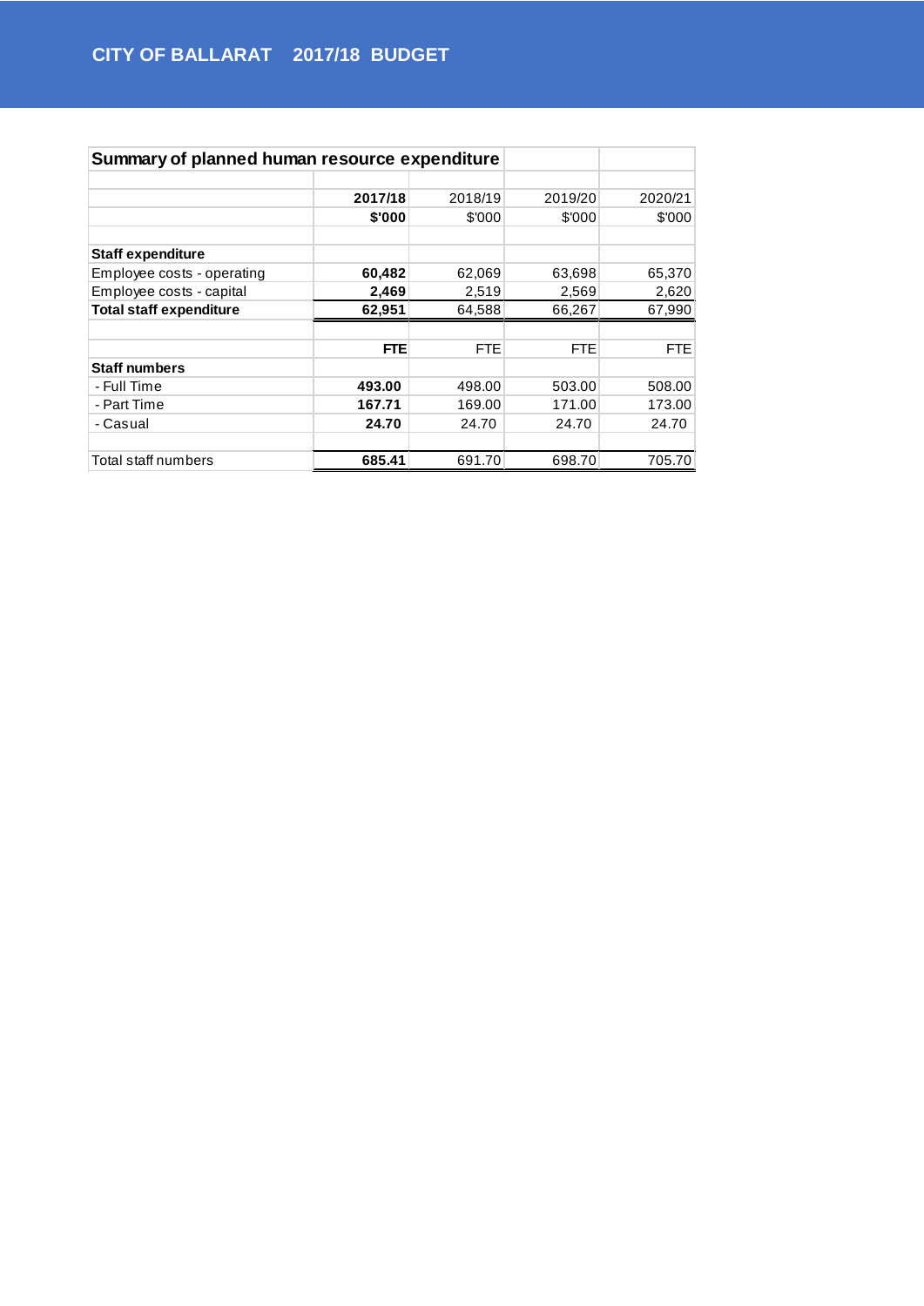## Summary of planned human resource expenditure

| | **2017/18** | 2018/19 | 2019/20 | 2020/21 |
|---|---|---|---|---|
| | **$'000** | $'000 | $'000 | $'000 |
| **Staff expenditure** | | | | |
| Employee costs - operating | **60,482** | 62,069 | 63,698 | 65,370 |
| Employee costs - capital | **2,469** | 2,519 | 2,569 | 2,620 |
| **Total staff expenditure** | **62,951** | 64,588 | 66,267 | 67,990 |
| | **FTE** | FTE | FTE | FTE |
| **Staff numbers** | | | | |
| - Full Time | **493.00** | 498.00 | 503.00 | 508.00 |
| - Part Time | **167.71** | 169.00 | 171.00 | 173.00 |
| - Casual | **24.70** | 24.70 | 24.70 | 24.70 |
| Total staff numbers | **685.41** | 691.70 | 698.70 | 705.70 |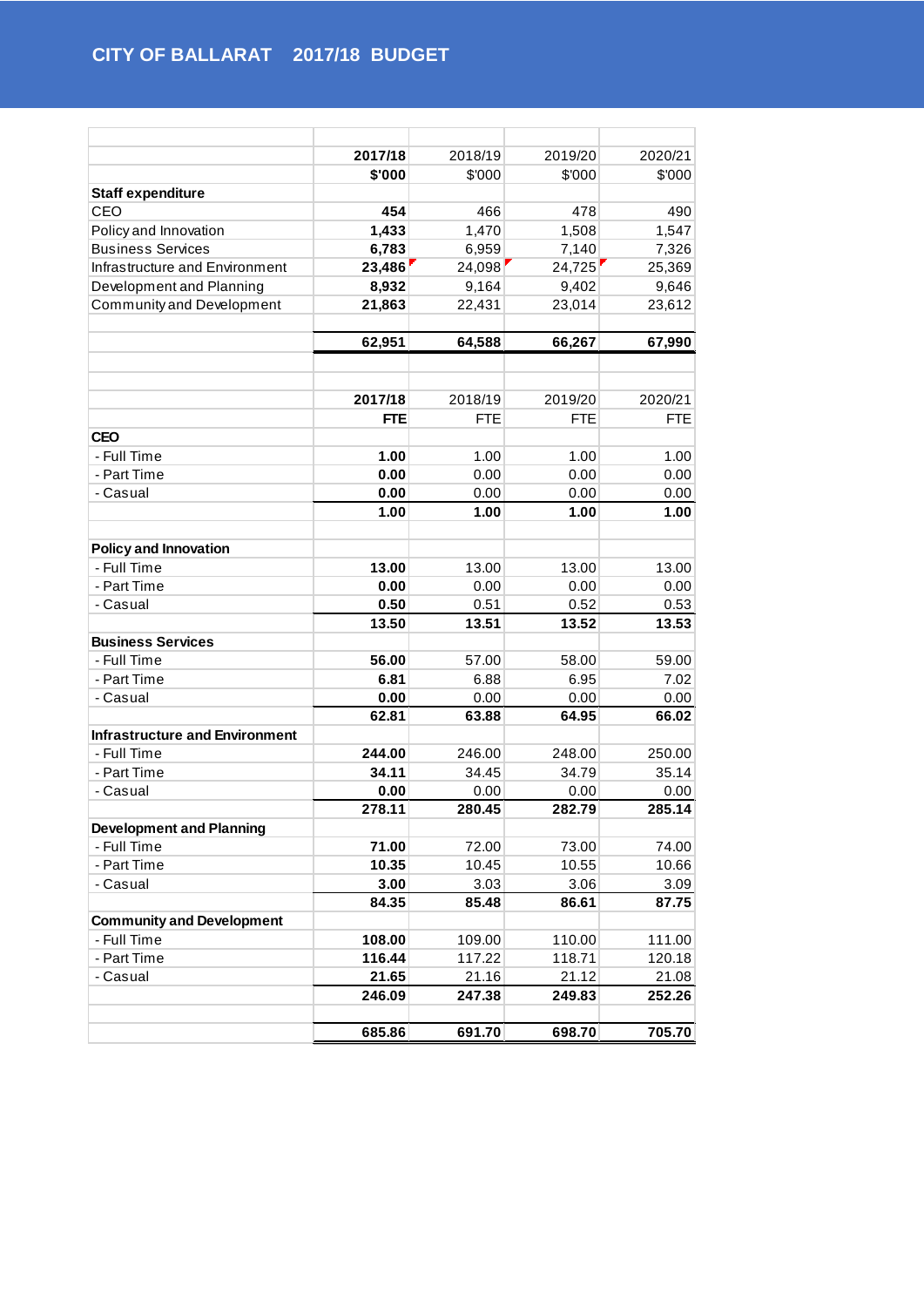CITY OF BALLARAT 2017/18 BUDGET

| | 2017/18 | 2018/19 | 2019/20 | 2020/21 |
|---|---|---|---|---|
| | **$'000** | $'000 | $'000 | $'000 |
| **Staff expenditure** | | | | |
| CEO | **454** | 466 | 478 | 490 |
| Policy and Innovation | **1,433** | 1,470 | 1,508 | 1,547 |
| Business Services | **6,783** | 6,959 | 7,140 | 7,326 |
| Infrastructure and Environment | **23,486** | 24,098 | 24,725 | 25,369 |
| Development and Planning | **8,932** | 9,164 | 9,402 | 9,646 |
| Community and Development | **21,863** | 22,431 | 23,014 | 23,612 |
| | **62,951** | **64,588** | **66,267** | **67,990** |

| | 2017/18 | 2018/19 | 2019/20 | 2020/21 |
|---|---|---|---|---|
| | **FTE** | FTE | FTE | FTE |
| **CEO** | | | | |
| - Full Time | **1.00** | 1.00 | 1.00 | 1.00 |
| - Part Time | **0.00** | 0.00 | 0.00 | 0.00 |
| - Casual | **0.00** | 0.00 | 0.00 | 0.00 |
| | **1.00** | **1.00** | **1.00** | **1.00** |
| **Policy and Innovation** | | | | |
| - Full Time | **13.00** | 13.00 | 13.00 | 13.00 |
| - Part Time | **0.00** | 0.00 | 0.00 | 0.00 |
| - Casual | **0.50** | 0.51 | 0.52 | 0.53 |
| | **13.50** | **13.51** | **13.52** | **13.53** |
| **Business Services** | | | | |
| - Full Time | **56.00** | 57.00 | 58.00 | 59.00 |
| - Part Time | **6.81** | 6.88 | 6.95 | 7.02 |
| - Casual | **0.00** | 0.00 | 0.00 | 0.00 |
| | **62.81** | **63.88** | **64.95** | **66.02** |
| **Infrastructure and Environment** | | | | |
| - Full Time | **244.00** | 246.00 | 248.00 | 250.00 |
| - Part Time | **34.11** | 34.45 | 34.79 | 35.14 |
| - Casual | **0.00** | 0.00 | 0.00 | 0.00 |
| | **278.11** | **280.45** | **282.79** | **285.14** |
| **Development and Planning** | | | | |
| - Full Time | **71.00** | 72.00 | 73.00 | 74.00 |
| - Part Time | **10.35** | 10.45 | 10.55 | 10.66 |
| - Casual | **3.00** | 3.03 | 3.06 | 3.09 |
| | **84.35** | **85.48** | **86.61** | **87.75** |
| **Community and Development** | | | | |
| - Full Time | **108.00** | 109.00 | 110.00 | 111.00 |
| - Part Time | **116.44** | 117.22 | 118.71 | 120.18 |
| - Casual | **21.65** | 21.16 | 21.12 | 21.08 |
| | **246.09** | **247.38** | **249.83** | **252.26** |
| | **685.86** | **691.70** | **698.70** | **705.70** |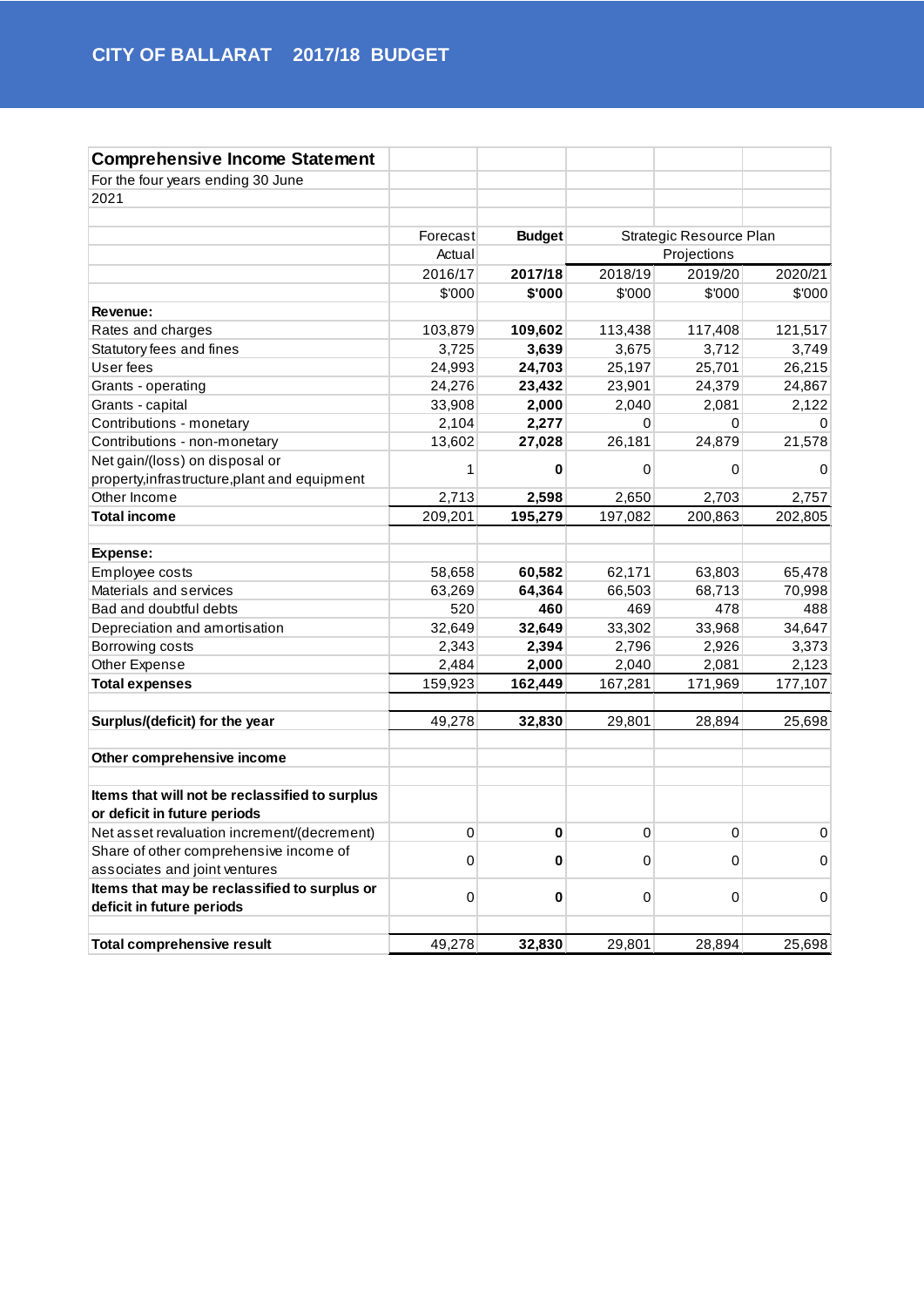CITY OF BALLARAT 2017/18 BUDGET

## Comprehensive Income Statement

For the four years ending 30 June 2021

| | Forecast Actual | **Budget** | Strategic Resource Plan Projections | | |
|---|---|---|---|---|---|
| | 2016/17 | **2017/18** | 2018/19 | 2019/20 | 2020/21 |
| | $'000 | **$'000** | $'000 | $'000 | $'000 |
| **Revenue:** | | | | | |
| Rates and charges | 103,879 | **109,602** | 113,438 | 117,408 | 121,517 |
| Statutory fees and fines | 3,725 | **3,639** | 3,675 | 3,712 | 3,749 |
| User fees | 24,993 | **24,703** | 25,197 | 25,701 | 26,215 |
| Grants - operating | 24,276 | **23,432** | 23,901 | 24,379 | 24,867 |
| Grants - capital | 33,908 | **2,000** | 2,040 | 2,081 | 2,122 |
| Contributions - monetary | 2,104 | **2,277** | 0 | 0 | 0 |
| Contributions - non-monetary | 13,602 | **27,028** | 26,181 | 24,879 | 21,578 |
| Net gain/(loss) on disposal or property,infrastructure,plant and equipment | 1 | **0** | 0 | 0 | 0 |
| Other Income | 2,713 | **2,598** | 2,650 | 2,703 | 2,757 |
| **Total income** | 209,201 | **195,279** | 197,082 | 200,863 | 202,805 |
| | | | | | |
| **Expense:** | | | | | |
| Employee costs | 58,658 | **60,582** | 62,171 | 63,803 | 65,478 |
| Materials and services | 63,269 | **64,364** | 66,503 | 68,713 | 70,998 |
| Bad and doubtful debts | 520 | **460** | 469 | 478 | 488 |
| Depreciation and amortisation | 32,649 | **32,649** | 33,302 | 33,968 | 34,647 |
| Borrowing costs | 2,343 | **2,394** | 2,796 | 2,926 | 3,373 |
| Other Expense | 2,484 | **2,000** | 2,040 | 2,081 | 2,123 |
| **Total expenses** | 159,923 | **162,449** | 167,281 | 171,969 | 177,107 |
| | | | | | |
| **Surplus/(deficit) for the year** | 49,278 | **32,830** | 29,801 | 28,894 | 25,698 |
| | | | | | |
| **Other comprehensive income** | | | | | |
| | | | | | |
| **Items that will not be reclassified to surplus or deficit in future periods** | | | | | |
| Net asset revaluation increment/(decrement) | 0 | **0** | 0 | 0 | 0 |
| Share of other comprehensive income of associates and joint ventures | 0 | **0** | 0 | 0 | 0 |
| **Items that may be reclassified to surplus or deficit in future periods** | 0 | **0** | 0 | 0 | 0 |
| | | | | | |
| **Total comprehensive result** | 49,278 | **32,830** | 29,801 | 28,894 | 25,698 |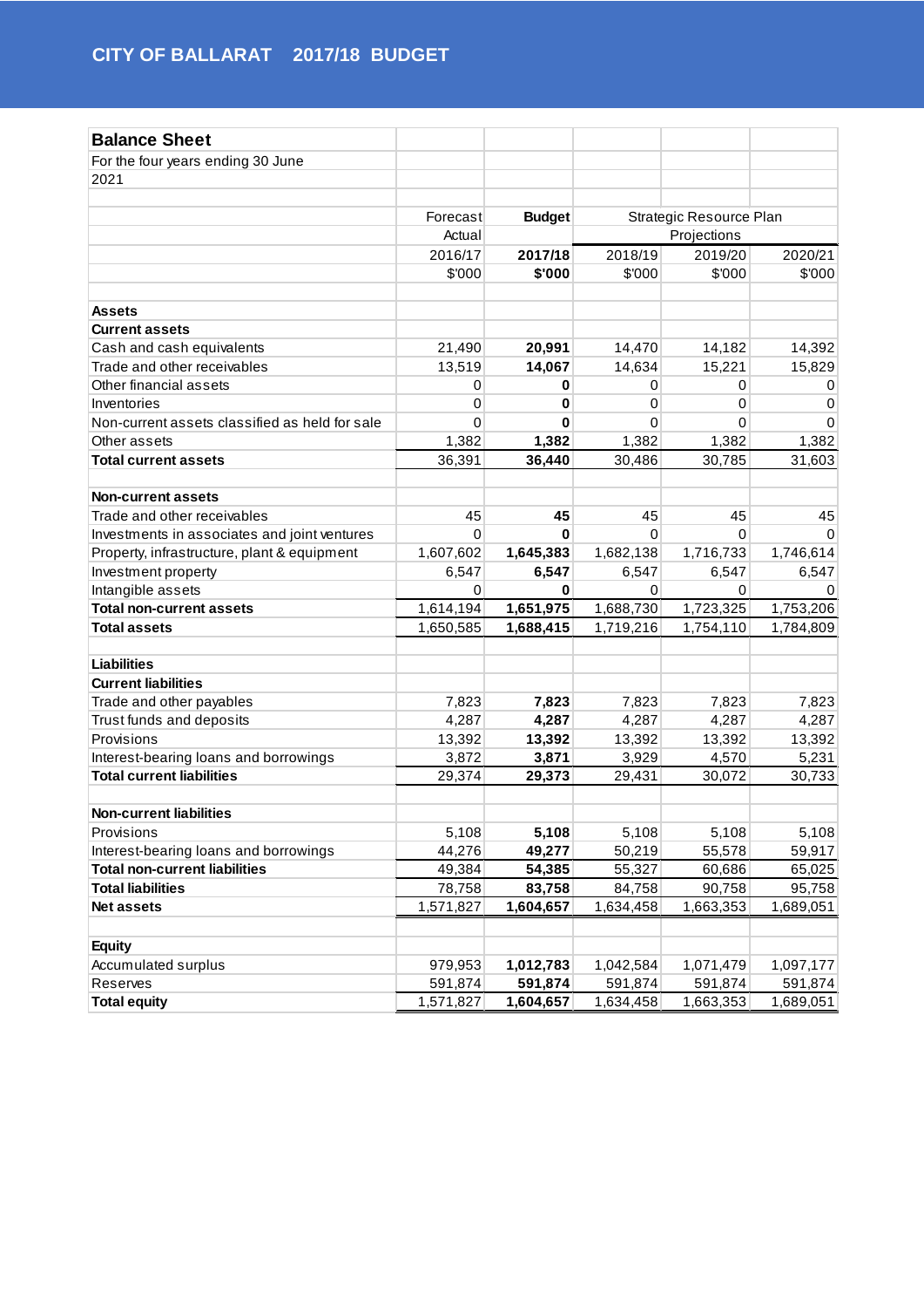# CITY OF BALLARAT 2017/18 BUDGET

## Balance Sheet

For the four years ending 30 June 2021

| | Forecast Actual | Budget | Strategic Resource Plan Projections | | |
|---|---|---|---|---|---|
| | 2016/17 | **2017/18** | 2018/19 | 2019/20 | 2020/21 |
| | $'000 | **$'000** | $'000 | $'000 | $'000 |
| **Assets** | | | | | |
| **Current assets** | | | | | |
| Cash and cash equivalents | 21,490 | **20,991** | 14,470 | 14,182 | 14,392 |
| Trade and other receivables | 13,519 | **14,067** | 14,634 | 15,221 | 15,829 |
| Other financial assets | 0 | **0** | 0 | 0 | 0 |
| Inventories | 0 | **0** | 0 | 0 | 0 |
| Non-current assets classified as held for sale | 0 | **0** | 0 | 0 | 0 |
| Other assets | 1,382 | **1,382** | 1,382 | 1,382 | 1,382 |
| **Total current assets** | 36,391 | **36,440** | 30,486 | 30,785 | 31,603 |
| **Non-current assets** | | | | | |
| Trade and other receivables | 45 | **45** | 45 | 45 | 45 |
| Investments in associates and joint ventures | 0 | **0** | 0 | 0 | 0 |
| Property, infrastructure, plant & equipment | 1,607,602 | **1,645,383** | 1,682,138 | 1,716,733 | 1,746,614 |
| Investment property | 6,547 | **6,547** | 6,547 | 6,547 | 6,547 |
| Intangible assets | 0 | **0** | 0 | 0 | 0 |
| **Total non-current assets** | 1,614,194 | **1,651,975** | 1,688,730 | 1,723,325 | 1,753,206 |
| **Total assets** | 1,650,585 | **1,688,415** | 1,719,216 | 1,754,110 | 1,784,809 |
| **Liabilities** | | | | | |
| **Current liabilities** | | | | | |
| Trade and other payables | 7,823 | **7,823** | 7,823 | 7,823 | 7,823 |
| Trust funds and deposits | 4,287 | **4,287** | 4,287 | 4,287 | 4,287 |
| Provisions | 13,392 | **13,392** | 13,392 | 13,392 | 13,392 |
| Interest-bearing loans and borrowings | 3,872 | **3,871** | 3,929 | 4,570 | 5,231 |
| **Total current liabilities** | 29,374 | **29,373** | 29,431 | 30,072 | 30,733 |
| **Non-current liabilities** | | | | | |
| Provisions | 5,108 | **5,108** | 5,108 | 5,108 | 5,108 |
| Interest-bearing loans and borrowings | 44,276 | **49,277** | 50,219 | 55,578 | 59,917 |
| **Total non-current liabilities** | 49,384 | **54,385** | 55,327 | 60,686 | 65,025 |
| **Total liabilities** | 78,758 | **83,758** | 84,758 | 90,758 | 95,758 |
| **Net assets** | 1,571,827 | **1,604,657** | 1,634,458 | 1,663,353 | 1,689,051 |
| **Equity** | | | | | |
| Accumulated surplus | 979,953 | **1,012,783** | 1,042,584 | 1,071,479 | 1,097,177 |
| Reserves | 591,874 | **591,874** | 591,874 | 591,874 | 591,874 |
| **Total equity** | 1,571,827 | **1,604,657** | 1,634,458 | 1,663,353 | 1,689,051 |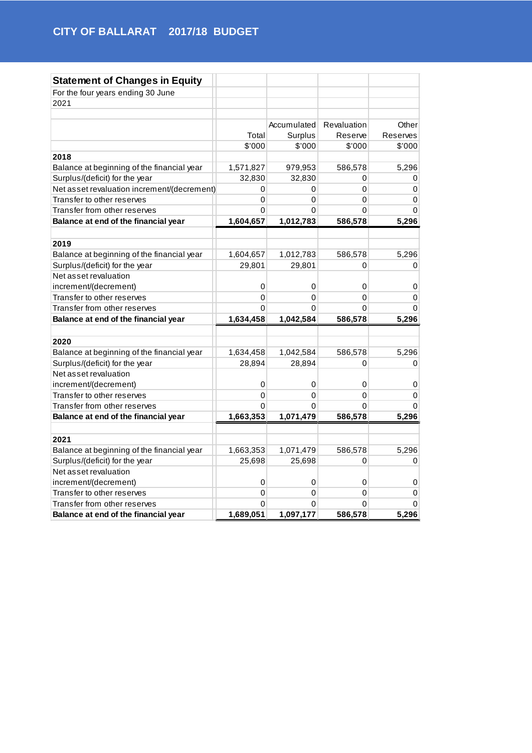## Statement of Changes in Equity

For the four years ending 30 June 2021

| | Total | Accumulated Surplus | Revaluation Reserve | Other Reserves |
|---|---|---|---|---|
| | $'000 | $'000 | $'000 | $'000 |
| **2018** | | | | |
| Balance at beginning of the financial year | 1,571,827 | 979,953 | 586,578 | 5,296 |
| Surplus/(deficit) for the year | 32,830 | 32,830 | 0 | 0 |
| Net asset revaluation increment/(decrement) | 0 | 0 | 0 | 0 |
| Transfer to other reserves | 0 | 0 | 0 | 0 |
| Transfer from other reserves | 0 | 0 | 0 | 0 |
| **Balance at end of the financial year** | **1,604,657** | **1,012,783** | **586,578** | **5,296** |
| **2019** | | | | |
| Balance at beginning of the financial year | 1,604,657 | 1,012,783 | 586,578 | 5,296 |
| Surplus/(deficit) for the year | 29,801 | 29,801 | 0 | 0 |
| Net asset revaluation increment/(decrement) | 0 | 0 | 0 | 0 |
| Transfer to other reserves | 0 | 0 | 0 | 0 |
| Transfer from other reserves | 0 | 0 | 0 | 0 |
| **Balance at end of the financial year** | **1,634,458** | **1,042,584** | **586,578** | **5,296** |
| **2020** | | | | |
| Balance at beginning of the financial year | 1,634,458 | 1,042,584 | 586,578 | 5,296 |
| Surplus/(deficit) for the year | 28,894 | 28,894 | 0 | 0 |
| Net asset revaluation increment/(decrement) | 0 | 0 | 0 | 0 |
| Transfer to other reserves | 0 | 0 | 0 | 0 |
| Transfer from other reserves | 0 | 0 | 0 | 0 |
| **Balance at end of the financial year** | **1,663,353** | **1,071,479** | **586,578** | **5,296** |
| **2021** | | | | |
| Balance at beginning of the financial year | 1,663,353 | 1,071,479 | 586,578 | 5,296 |
| Surplus/(deficit) for the year | 25,698 | 25,698 | 0 | 0 |
| Net asset revaluation increment/(decrement) | 0 | 0 | 0 | 0 |
| Transfer to other reserves | 0 | 0 | 0 | 0 |
| Transfer from other reserves | 0 | 0 | 0 | 0 |
| **Balance at end of the financial year** | **1,689,051** | **1,097,177** | **586,578** | **5,296** |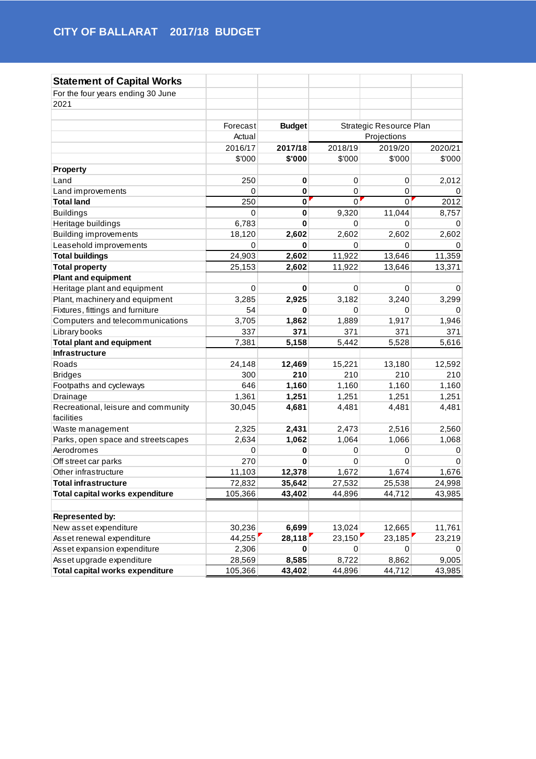## Statement of Capital Works

For the four years ending 30 June 2021

| | Forecast Actual | **Budget** | Strategic Resource Plan Projections | | |
|---|---|---|---|---|---|
| | 2016/17 | **2017/18** | 2018/19 | 2019/20 | 2020/21 |
| | $'000 | **$'000** | $'000 | $'000 | $'000 |
| **Property** | | | | | |
| Land | 250 | **0** | 0 | 0 | 2,012 |
| Land improvements | 0 | **0** | 0 | 0 | 0 |
| **Total land** | 250 | **0** | 0 | 0 | 2012 |
| Buildings | 0 | **0** | 9,320 | 11,044 | 8,757 |
| Heritage buildings | 6,783 | **0** | 0 | 0 | 0 |
| Building improvements | 18,120 | **2,602** | 2,602 | 2,602 | 2,602 |
| Leasehold improvements | 0 | **0** | 0 | 0 | 0 |
| **Total buildings** | 24,903 | **2,602** | 11,922 | 13,646 | 11,359 |
| **Total property** | 25,153 | **2,602** | 11,922 | 13,646 | 13,371 |
| **Plant and equipment** | | | | | |
| Heritage plant and equipment | 0 | **0** | 0 | 0 | 0 |
| Plant, machinery and equipment | 3,285 | **2,925** | 3,182 | 3,240 | 3,299 |
| Fixtures, fittings and furniture | 54 | **0** | 0 | 0 | 0 |
| Computers and telecommunications | 3,705 | **1,862** | 1,889 | 1,917 | 1,946 |
| Library books | 337 | **371** | 371 | 371 | 371 |
| **Total plant and equipment** | 7,381 | **5,158** | 5,442 | 5,528 | 5,616 |
| **Infrastructure** | | | | | |
| Roads | 24,148 | **12,469** | 15,221 | 13,180 | 12,592 |
| Bridges | 300 | **210** | 210 | 210 | 210 |
| Footpaths and cycleways | 646 | **1,160** | 1,160 | 1,160 | 1,160 |
| Drainage | 1,361 | **1,251** | 1,251 | 1,251 | 1,251 |
| Recreational, leisure and community facilities | 30,045 | **4,681** | 4,481 | 4,481 | 4,481 |
| Waste management | 2,325 | **2,431** | 2,473 | 2,516 | 2,560 |
| Parks, open space and streetscapes | 2,634 | **1,062** | 1,064 | 1,066 | 1,068 |
| Aerodromes | 0 | **0** | 0 | 0 | 0 |
| Off street car parks | 270 | **0** | 0 | 0 | 0 |
| Other infrastructure | 11,103 | **12,378** | 1,672 | 1,674 | 1,676 |
| **Total infrastructure** | 72,832 | **35,642** | 27,532 | 25,538 | 24,998 |
| **Total capital works expenditure** | 105,366 | **43,402** | 44,896 | 44,712 | 43,985 |
| | | | | | |
| **Represented by:** | | | | | |
| New asset expenditure | 30,236 | **6,699** | 13,024 | 12,665 | 11,761 |
| Asset renewal expenditure | 44,255 | **28,118** | 23,150 | 23,185 | 23,219 |
| Asset expansion expenditure | 2,306 | **0** | 0 | 0 | 0 |
| Asset upgrade expenditure | 28,569 | **8,585** | 8,722 | 8,862 | 9,005 |
| **Total capital works expenditure** | 105,366 | **43,402** | 44,896 | 44,712 | 43,985 |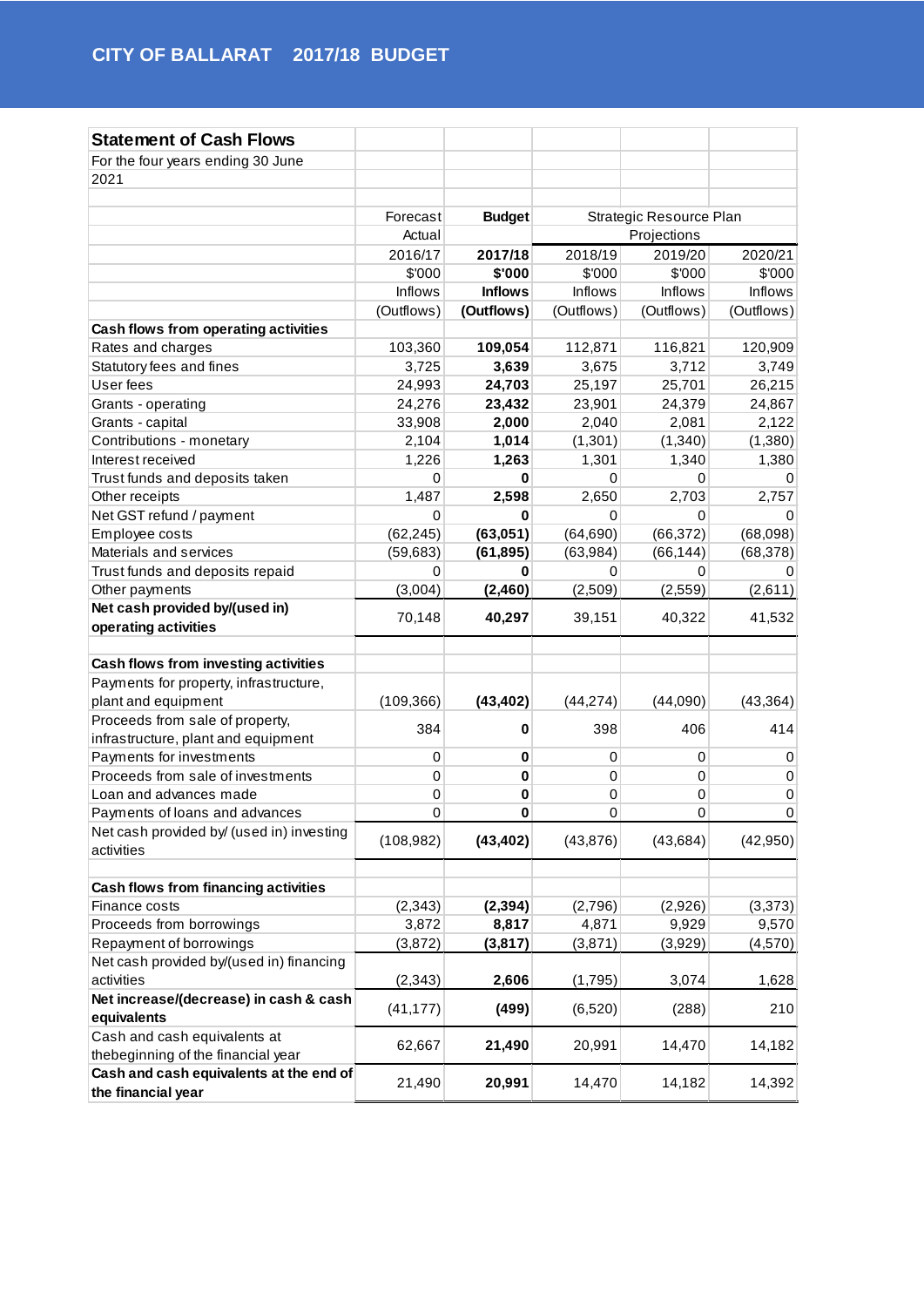## Statement of Cash Flows

For the four years ending 30 June 2021

| | Forecast Actual | **Budget** | Strategic Resource Plan Projections | | |
|---|---|---|---|---|---|
| | 2016/17 | **2017/18** | 2018/19 | 2019/20 | 2020/21 |
| | $'000 | **$'000** | $'000 | $'000 | $'000 |
| | Inflows | **Inflows** | Inflows | Inflows | Inflows |
| | (Outflows) | **(Outflows)** | (Outflows) | (Outflows) | (Outflows) |
| **Cash flows from operating activities** | | | | | |
| Rates and charges | 103,360 | **109,054** | 112,871 | 116,821 | 120,909 |
| Statutory fees and fines | 3,725 | **3,639** | 3,675 | 3,712 | 3,749 |
| User fees | 24,993 | **24,703** | 25,197 | 25,701 | 26,215 |
| Grants - operating | 24,276 | **23,432** | 23,901 | 24,379 | 24,867 |
| Grants - capital | 33,908 | **2,000** | 2,040 | 2,081 | 2,122 |
| Contributions - monetary | 2,104 | **1,014** | (1,301) | (1,340) | (1,380) |
| Interest received | 1,226 | **1,263** | 1,301 | 1,340 | 1,380 |
| Trust funds and deposits taken | 0 | **0** | 0 | 0 | 0 |
| Other receipts | 1,487 | **2,598** | 2,650 | 2,703 | 2,757 |
| Net GST refund / payment | 0 | **0** | 0 | 0 | 0 |
| Employee costs | (62,245) | **(63,051)** | (64,690) | (66,372) | (68,098) |
| Materials and services | (59,683) | **(61,895)** | (63,984) | (66,144) | (68,378) |
| Trust funds and deposits repaid | 0 | **0** | 0 | 0 | 0 |
| Other payments | (3,004) | **(2,460)** | (2,509) | (2,559) | (2,611) |
| **Net cash provided by/(used in) operating activities** | 70,148 | **40,297** | 39,151 | 40,322 | 41,532 |
| | | | | | |
| **Cash flows from investing activities** | | | | | |
| Payments for property, infrastructure, plant and equipment | (109,366) | **(43,402)** | (44,274) | (44,090) | (43,364) |
| Proceeds from sale of property, infrastructure, plant and equipment | 384 | **0** | 398 | 406 | 414 |
| Payments for investments | 0 | **0** | 0 | 0 | 0 |
| Proceeds from sale of investments | 0 | **0** | 0 | 0 | 0 |
| Loan and advances made | 0 | **0** | 0 | 0 | 0 |
| Payments of loans and advances | 0 | **0** | 0 | 0 | 0 |
| Net cash provided by/ (used in) investing activities | (108,982) | **(43,402)** | (43,876) | (43,684) | (42,950) |
| | | | | | |
| **Cash flows from financing activities** | | | | | |
| Finance costs | (2,343) | **(2,394)** | (2,796) | (2,926) | (3,373) |
| Proceeds from borrowings | 3,872 | **8,817** | 4,871 | 9,929 | 9,570 |
| Repayment of borrowings | (3,872) | **(3,817)** | (3,871) | (3,929) | (4,570) |
| Net cash provided by/(used in) financing activities | (2,343) | **2,606** | (1,795) | 3,074 | 1,628 |
| **Net increase/(decrease) in cash & cash equivalents** | (41,177) | **(499)** | (6,520) | (288) | 210 |
| Cash and cash equivalents at thebeginning of the financial year | 62,667 | **21,490** | 20,991 | 14,470 | 14,182 |
| **Cash and cash equivalents at the end of the financial year** | 21,490 | **20,991** | 14,470 | 14,182 | 14,392 |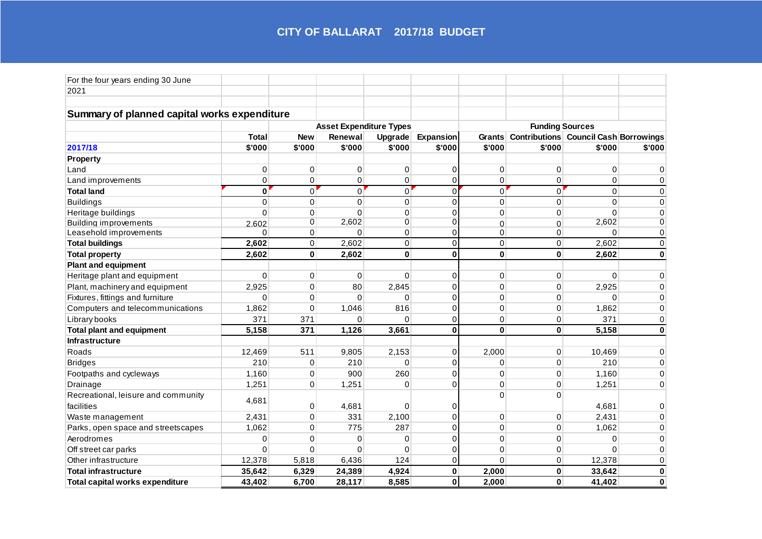# CITY OF BALLARAT 2017/18 BUDGET

For the four years ending 30 June 2021

## Summary of planned capital works expenditure

| | | Asset Expenditure Types | | | | Funding Sources | | | |
|---|---|---|---|---|---|---|---|---|---|
| | Total | New | Renewal | Upgrade | Expansion | Grants | Contributions | Council Cash | Borrowings |
| **2017/18** | $'000 | $'000 | $'000 | $'000 | $'000 | $'000 | $'000 | $'000 | $'000 |
| **Property** | | | | | | | | | |
| Land | 0 | 0 | 0 | 0 | 0 | 0 | 0 | 0 | 0 |
| Land improvements | 0 | 0 | 0 | 0 | 0 | 0 | 0 | 0 | 0 |
| **Total land** | **0** | 0 | 0 | 0 | 0 | 0 | 0 | 0 | 0 |
| Buildings | 0 | 0 | 0 | 0 | 0 | 0 | 0 | 0 | 0 |
| Heritage buildings | 0 | 0 | 0 | 0 | 0 | 0 | 0 | 0 | 0 |
| Building improvements | 2,602 | 0 | 2,602 | 0 | 0 | 0 | 0 | 2,602 | 0 |
| Leasehold improvements | 0 | 0 | 0 | 0 | 0 | 0 | 0 | 0 | 0 |
| **Total buildings** | **2,602** | 0 | 2,602 | 0 | 0 | 0 | 0 | 2,602 | 0 |
| **Total property** | **2,602** | **0** | **2,602** | **0** | **0** | **0** | **0** | **2,602** | **0** |
| **Plant and equipment** | | | | | | | | | |
| Heritage plant and equipment | 0 | 0 | 0 | 0 | 0 | 0 | 0 | 0 | 0 |
| Plant, machinery and equipment | 2,925 | 0 | 80 | 2,845 | 0 | 0 | 0 | 2,925 | 0 |
| Fixtures, fittings and furniture | 0 | 0 | 0 | 0 | 0 | 0 | 0 | 0 | 0 |
| Computers and telecommunications | 1,862 | 0 | 1,046 | 816 | 0 | 0 | 0 | 1,862 | 0 |
| Library books | 371 | 371 | 0 | 0 | 0 | 0 | 0 | 371 | 0 |
| **Total plant and equipment** | **5,158** | **371** | **1,126** | **3,661** | **0** | **0** | **0** | **5,158** | **0** |
| **Infrastructure** | | | | | | | | | |
| Roads | 12,469 | 511 | 9,805 | 2,153 | 0 | 2,000 | 0 | 10,469 | 0 |
| Bridges | 210 | 0 | 210 | 0 | 0 | 0 | 0 | 210 | 0 |
| Footpaths and cycleways | 1,160 | 0 | 900 | 260 | 0 | 0 | 0 | 1,160 | 0 |
| Drainage | 1,251 | 0 | 1,251 | 0 | 0 | 0 | 0 | 1,251 | 0 |
| Recreational, leisure and community facilities | 4,681 | 0 | 4,681 | 0 | 0 | 0 | 0 | 4,681 | 0 |
| Waste management | 2,431 | 0 | 331 | 2,100 | 0 | 0 | 0 | 2,431 | 0 |
| Parks, open space and streetscapes | 1,062 | 0 | 775 | 287 | 0 | 0 | 0 | 1,062 | 0 |
| Aerodromes | 0 | 0 | 0 | 0 | 0 | 0 | 0 | 0 | 0 |
| Off street car parks | 0 | 0 | 0 | 0 | 0 | 0 | 0 | 0 | 0 |
| Other infrastructure | 12,378 | 5,818 | 6,436 | 124 | 0 | 0 | 0 | 12,378 | 0 |
| **Total infrastructure** | **35,642** | **6,329** | **24,389** | **4,924** | **0** | **2,000** | **0** | **33,642** | **0** |
| **Total capital works expenditure** | **43,402** | **6,700** | **28,117** | **8,585** | **0** | **2,000** | **0** | **41,402** | **0** |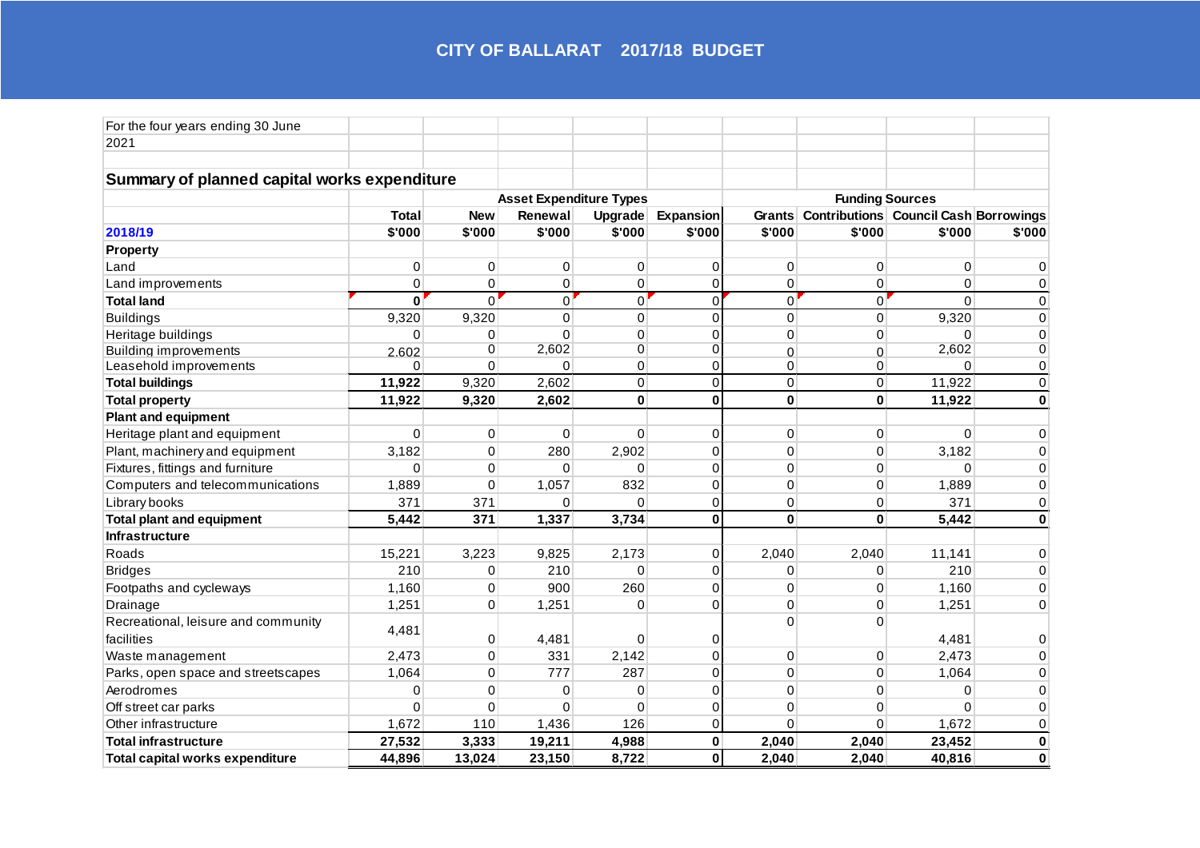# CITY OF BALLARAT 2017/18 BUDGET

For the four years ending 30 June 2021

## Summary of planned capital works expenditure

| | | Asset Expenditure Types | | | | Funding Sources | | | |
|---|---|---|---|---|---|---|---|---|---|
| | Total | New | Renewal | Upgrade | Expansion | Grants | Contributions | Council Cash | Borrowings |
| **2018/19** | **$'000** | **$'000** | **$'000** | **$'000** | **$'000** | **$'000** | **$'000** | **$'000** | **$'000** |
| **Property** | | | | | | | | | |
| Land | 0 | 0 | 0 | 0 | 0 | 0 | 0 | 0 | 0 |
| Land improvements | 0 | 0 | 0 | 0 | 0 | 0 | 0 | 0 | 0 |
| **Total land** | **0** | 0 | 0 | 0 | 0 | 0 | 0 | 0 | 0 |
| Buildings | 9,320 | 9,320 | 0 | 0 | 0 | 0 | 0 | 9,320 | 0 |
| Heritage buildings | 0 | 0 | 0 | 0 | 0 | 0 | 0 | 0 | 0 |
| Building improvements | 2,602 | 0 | 2,602 | 0 | 0 | 0 | 0 | 2,602 | 0 |
| Leasehold improvements | 0 | 0 | 0 | 0 | 0 | 0 | 0 | 0 | 0 |
| **Total buildings** | **11,922** | 9,320 | 2,602 | 0 | 0 | 0 | 0 | 11,922 | 0 |
| **Total property** | **11,922** | **9,320** | **2,602** | **0** | **0** | **0** | **0** | **11,922** | **0** |
| **Plant and equipment** | | | | | | | | | |
| Heritage plant and equipment | 0 | 0 | 0 | 0 | 0 | 0 | 0 | 0 | 0 |
| Plant, machinery and equipment | 3,182 | 0 | 280 | 2,902 | 0 | 0 | 0 | 3,182 | 0 |
| Fixtures, fittings and furniture | 0 | 0 | 0 | 0 | 0 | 0 | 0 | 0 | 0 |
| Computers and telecommunications | 1,889 | 0 | 1,057 | 832 | 0 | 0 | 0 | 1,889 | 0 |
| Library books | 371 | 371 | 0 | 0 | 0 | 0 | 0 | 371 | 0 |
| **Total plant and equipment** | **5,442** | **371** | **1,337** | **3,734** | **0** | **0** | **0** | **5,442** | **0** |
| **Infrastructure** | | | | | | | | | |
| Roads | 15,221 | 3,223 | 9,825 | 2,173 | 0 | 2,040 | 2,040 | 11,141 | 0 |
| Bridges | 210 | 0 | 210 | 0 | 0 | 0 | 0 | 210 | 0 |
| Footpaths and cycleways | 1,160 | 0 | 900 | 260 | 0 | 0 | 0 | 1,160 | 0 |
| Drainage | 1,251 | 0 | 1,251 | 0 | 0 | 0 | 0 | 1,251 | 0 |
| Recreational, leisure and community facilities | 4,481 | 0 | 4,481 | 0 | 0 | 0 | 0 | 4,481 | 0 |
| Waste management | 2,473 | 0 | 331 | 2,142 | 0 | 0 | 0 | 2,473 | 0 |
| Parks, open space and streetscapes | 1,064 | 0 | 777 | 287 | 0 | 0 | 0 | 1,064 | 0 |
| Aerodromes | 0 | 0 | 0 | 0 | 0 | 0 | 0 | 0 | 0 |
| Off street car parks | 0 | 0 | 0 | 0 | 0 | 0 | 0 | 0 | 0 |
| Other infrastructure | 1,672 | 110 | 1,436 | 126 | 0 | 0 | 0 | 1,672 | 0 |
| **Total infrastructure** | **27,532** | **3,333** | **19,211** | **4,988** | **0** | **2,040** | **2,040** | **23,452** | **0** |
| **Total capital works expenditure** | **44,896** | **13,024** | **23,150** | **8,722** | **0** | **2,040** | **2,040** | **40,816** | **0** |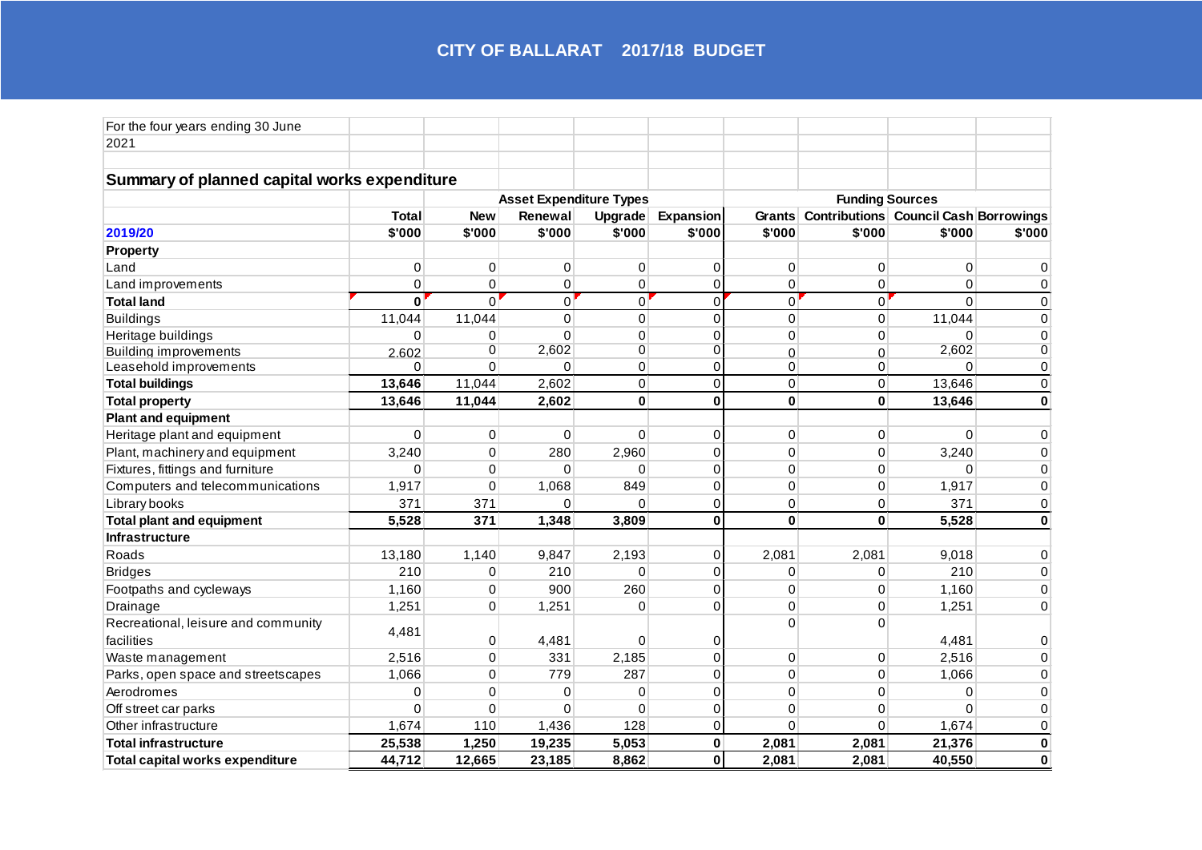# CITY OF BALLARAT 2017/18 BUDGET

For the four years ending 30 June 2021

## Summary of planned capital works expenditure

| | | Asset Expenditure Types | | | | Funding Sources | | | |
|---|---|---|---|---|---|---|---|---|---|
| | Total | New | Renewal | Upgrade | Expansion | Grants | Contributions | Council Cash | Borrowings |
| **2019/20** | **$'000** | **$'000** | **$'000** | **$'000** | **$'000** | **$'000** | **$'000** | **$'000** | **$'000** |
| **Property** | | | | | | | | | |
| Land | 0 | 0 | 0 | 0 | 0 | 0 | 0 | 0 | 0 |
| Land improvements | 0 | 0 | 0 | 0 | 0 | 0 | 0 | 0 | 0 |
| **Total land** | **0** | 0 | 0 | 0 | 0 | 0 | 0 | 0 | 0 |
| Buildings | 11,044 | 11,044 | 0 | 0 | 0 | 0 | 0 | 11,044 | 0 |
| Heritage buildings | 0 | 0 | 0 | 0 | 0 | 0 | 0 | 0 | 0 |
| Building improvements | 2,602 | 0 | 2,602 | 0 | 0 | 0 | 0 | 2,602 | 0 |
| Leasehold improvements | 0 | 0 | 0 | 0 | 0 | 0 | 0 | 0 | 0 |
| **Total buildings** | **13,646** | 11,044 | 2,602 | 0 | 0 | 0 | 0 | 13,646 | 0 |
| **Total property** | **13,646** | **11,044** | **2,602** | **0** | **0** | **0** | **0** | **13,646** | **0** |
| **Plant and equipment** | | | | | | | | | |
| Heritage plant and equipment | 0 | 0 | 0 | 0 | 0 | 0 | 0 | 0 | 0 |
| Plant, machinery and equipment | 3,240 | 0 | 280 | 2,960 | 0 | 0 | 0 | 3,240 | 0 |
| Fixtures, fittings and furniture | 0 | 0 | 0 | 0 | 0 | 0 | 0 | 0 | 0 |
| Computers and telecommunications | 1,917 | 0 | 1,068 | 849 | 0 | 0 | 0 | 1,917 | 0 |
| Library books | 371 | 371 | 0 | 0 | 0 | 0 | 0 | 371 | 0 |
| **Total plant and equipment** | **5,528** | **371** | **1,348** | **3,809** | **0** | **0** | **0** | **5,528** | **0** |
| **Infrastructure** | | | | | | | | | |
| Roads | 13,180 | 1,140 | 9,847 | 2,193 | 0 | 2,081 | 2,081 | 9,018 | 0 |
| Bridges | 210 | 0 | 210 | 0 | 0 | 0 | 0 | 210 | 0 |
| Footpaths and cycleways | 1,160 | 0 | 900 | 260 | 0 | 0 | 0 | 1,160 | 0 |
| Drainage | 1,251 | 0 | 1,251 | 0 | 0 | 0 | 0 | 1,251 | 0 |
| Recreational, leisure and community facilities | 4,481 | 0 | 4,481 | 0 | 0 | 0 | 0 | 4,481 | 0 |
| Waste management | 2,516 | 0 | 331 | 2,185 | 0 | 0 | 0 | 2,516 | 0 |
| Parks, open space and streetscapes | 1,066 | 0 | 779 | 287 | 0 | 0 | 0 | 1,066 | 0 |
| Aerodromes | 0 | 0 | 0 | 0 | 0 | 0 | 0 | 0 | 0 |
| Off street car parks | 0 | 0 | 0 | 0 | 0 | 0 | 0 | 0 | 0 |
| Other infrastructure | 1,674 | 110 | 1,436 | 128 | 0 | 0 | 0 | 1,674 | 0 |
| **Total infrastructure** | **25,538** | **1,250** | **19,235** | **5,053** | **0** | **2,081** | **2,081** | **21,376** | **0** |
| **Total capital works expenditure** | **44,712** | **12,665** | **23,185** | **8,862** | **0** | **2,081** | **2,081** | **40,550** | **0** |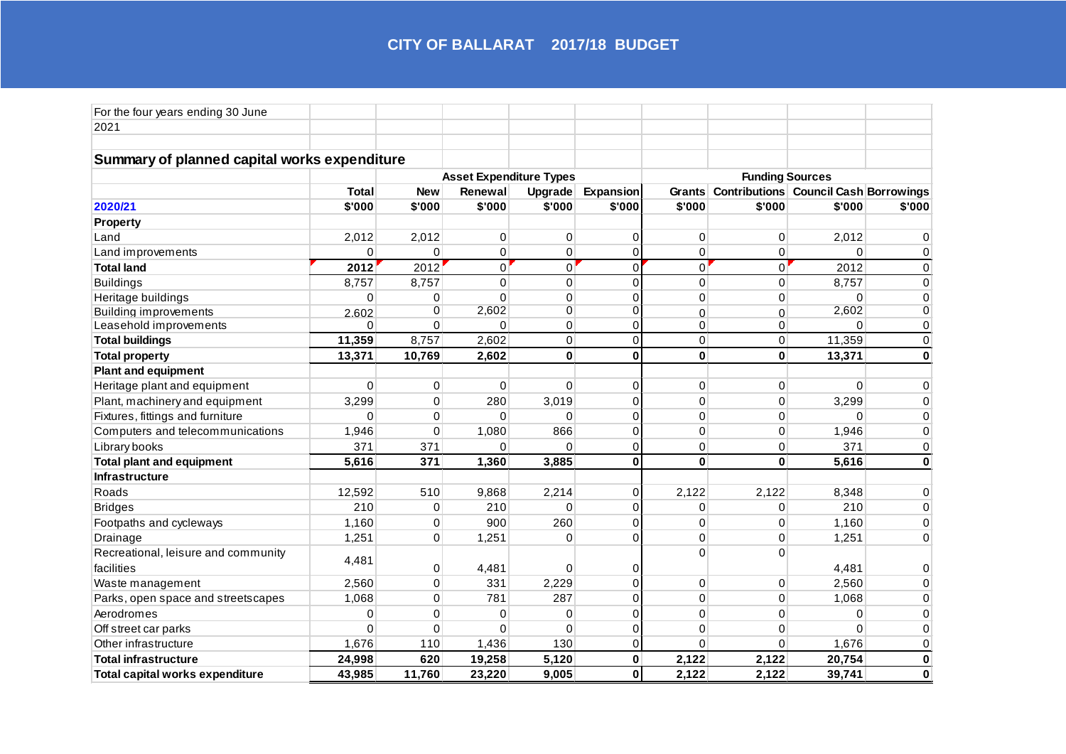**CITY OF BALLARAT 2017/18 BUDGET**

For the four years ending 30 June 2021

## Summary of planned capital works expenditure

| | | Asset Expenditure Types | | | | Funding Sources | | | |
|---|---|---|---|---|---|---|---|---|---|
| | Total | New | Renewal | Upgrade | Expansion | Grants | Contributions | Council Cash | Borrowings |
| **2020/21** | **$'000** | **$'000** | **$'000** | **$'000** | **$'000** | **$'000** | **$'000** | **$'000** | **$'000** |
| **Property** | | | | | | | | | |
| Land | 2,012 | 2,012 | 0 | 0 | 0 | 0 | 0 | 2,012 | 0 |
| Land improvements | 0 | 0 | 0 | 0 | 0 | 0 | 0 | 0 | 0 |
| **Total land** | **2012** | 2012 | 0 | 0 | 0 | 0 | 0 | 2012 | 0 |
| Buildings | 8,757 | 8,757 | 0 | 0 | 0 | 0 | 0 | 8,757 | 0 |
| Heritage buildings | 0 | 0 | 0 | 0 | 0 | 0 | 0 | 0 | 0 |
| Building improvements | 2,602 | 0 | 2,602 | 0 | 0 | 0 | 0 | 2,602 | 0 |
| Leasehold improvements | 0 | 0 | 0 | 0 | 0 | 0 | 0 | 0 | 0 |
| **Total buildings** | **11,359** | 8,757 | 2,602 | 0 | 0 | 0 | 0 | 11,359 | 0 |
| **Total property** | **13,371** | **10,769** | **2,602** | **0** | **0** | **0** | **0** | **13,371** | **0** |
| **Plant and equipment** | | | | | | | | | |
| Heritage plant and equipment | 0 | 0 | 0 | 0 | 0 | 0 | 0 | 0 | 0 |
| Plant, machinery and equipment | 3,299 | 0 | 280 | 3,019 | 0 | 0 | 0 | 3,299 | 0 |
| Fixtures, fittings and furniture | 0 | 0 | 0 | 0 | 0 | 0 | 0 | 0 | 0 |
| Computers and telecommunications | 1,946 | 0 | 1,080 | 866 | 0 | 0 | 0 | 1,946 | 0 |
| Library books | 371 | 371 | 0 | 0 | 0 | 0 | 0 | 371 | 0 |
| **Total plant and equipment** | **5,616** | **371** | **1,360** | **3,885** | **0** | **0** | **0** | **5,616** | **0** |
| **Infrastructure** | | | | | | | | | |
| Roads | 12,592 | 510 | 9,868 | 2,214 | 0 | 2,122 | 2,122 | 8,348 | 0 |
| Bridges | 210 | 0 | 210 | 0 | 0 | 0 | 0 | 210 | 0 |
| Footpaths and cycleways | 1,160 | 0 | 900 | 260 | 0 | 0 | 0 | 1,160 | 0 |
| Drainage | 1,251 | 0 | 1,251 | 0 | 0 | 0 | 0 | 1,251 | 0 |
| Recreational, leisure and community facilities | 4,481 | 0 | 4,481 | 0 | 0 | 0 | 0 | 4,481 | 0 |
| Waste management | 2,560 | 0 | 331 | 2,229 | 0 | 0 | 0 | 2,560 | 0 |
| Parks, open space and streetscapes | 1,068 | 0 | 781 | 287 | 0 | 0 | 0 | 1,068 | 0 |
| Aerodromes | 0 | 0 | 0 | 0 | 0 | 0 | 0 | 0 | 0 |
| Off street car parks | 0 | 0 | 0 | 0 | 0 | 0 | 0 | 0 | 0 |
| Other infrastructure | 1,676 | 110 | 1,436 | 130 | 0 | 0 | 0 | 1,676 | 0 |
| **Total infrastructure** | **24,998** | **620** | **19,258** | **5,120** | **0** | **2,122** | **2,122** | **20,754** | **0** |
| **Total capital works expenditure** | **43,985** | **11,760** | **23,220** | **9,005** | **0** | **2,122** | **2,122** | **39,741** | **0** |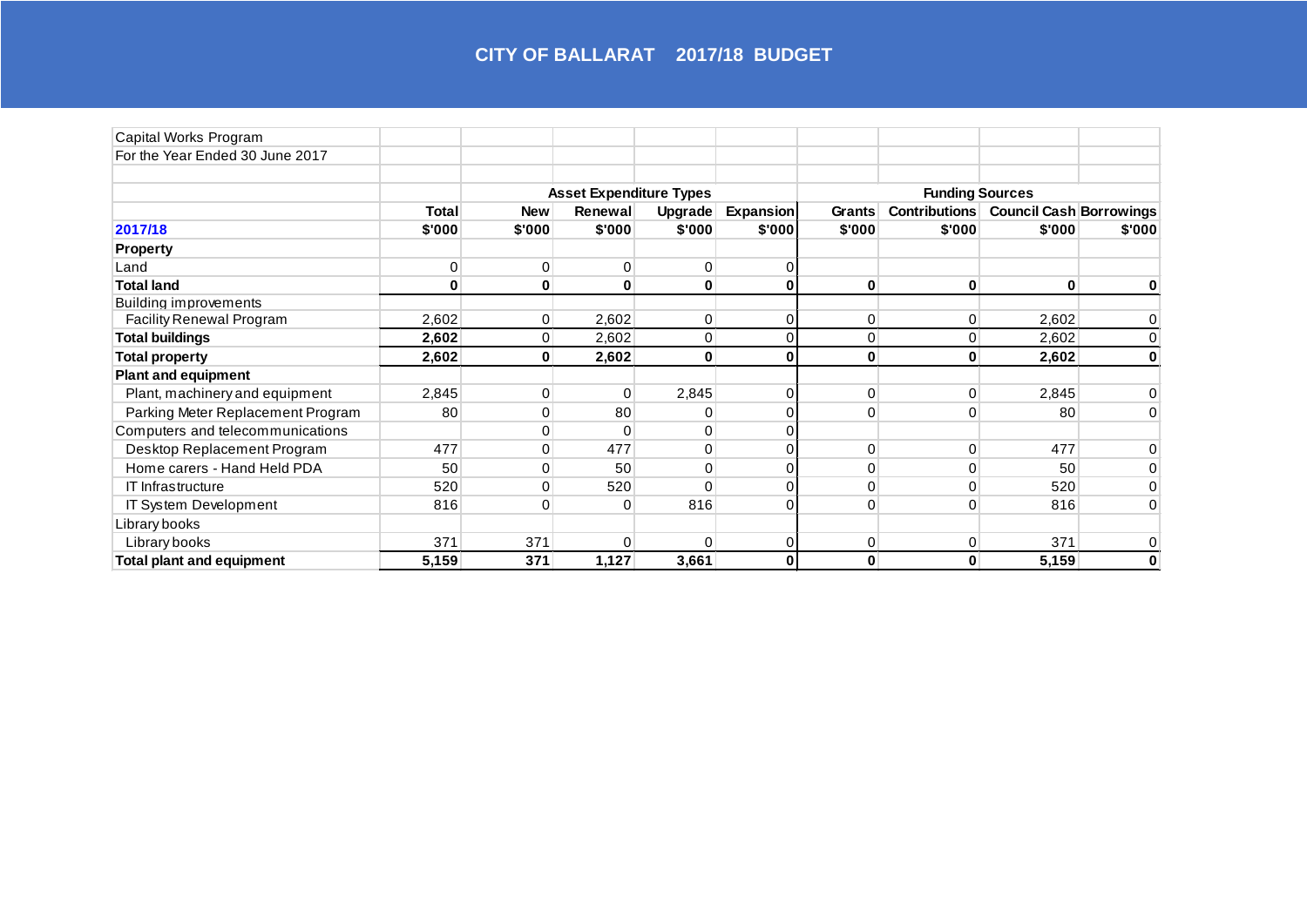# CITY OF BALLARAT 2017/18 BUDGET

| Capital Works Program | | | | | | | | | |
|---|---|---|---|---|---|---|---|---|---|
| For the Year Ended 30 June 2017 | | | | | | | | | |
| | | Asset Expenditure Types | | | | Funding Sources | | | |
| | Total | New | Renewal | Upgrade | Expansion | Grants | Contributions | Council Cash | Borrowings |
| **2017/18** | $'000 | $'000 | $'000 | $'000 | $'000 | $'000 | $'000 | $'000 | $'000 |
| **Property** | | | | | | | | | |
| Land | 0 | 0 | 0 | 0 | 0 | | | | |
| **Total land** | **0** | **0** | **0** | **0** | **0** | **0** | **0** | **0** | **0** |
| Building improvements | | | | | | | | | |
| Facility Renewal Program | 2,602 | 0 | 2,602 | 0 | 0 | 0 | 0 | 2,602 | 0 |
| **Total buildings** | **2,602** | 0 | 2,602 | 0 | 0 | 0 | 0 | 2,602 | 0 |
| **Total property** | **2,602** | **0** | **2,602** | **0** | **0** | **0** | **0** | **2,602** | **0** |
| **Plant and equipment** | | | | | | | | | |
| Plant, machinery and equipment | 2,845 | 0 | 0 | 2,845 | 0 | 0 | 0 | 2,845 | 0 |
| Parking Meter Replacement Program | 80 | 0 | 80 | 0 | 0 | 0 | 0 | 80 | 0 |
| Computers and telecommunications | | 0 | 0 | 0 | 0 | | | | |
| Desktop Replacement Program | 477 | 0 | 477 | 0 | 0 | 0 | 0 | 477 | 0 |
| Home carers - Hand Held PDA | 50 | 0 | 50 | 0 | 0 | 0 | 0 | 50 | 0 |
| IT Infrastructure | 520 | 0 | 520 | 0 | 0 | 0 | 0 | 520 | 0 |
| IT System Development | 816 | 0 | 0 | 816 | 0 | 0 | 0 | 816 | 0 |
| Library books | | | | | | | | | |
| Library books | 371 | 371 | 0 | 0 | 0 | 0 | 0 | 371 | 0 |
| **Total plant and equipment** | **5,159** | **371** | **1,127** | **3,661** | **0** | **0** | **0** | **5,159** | **0** |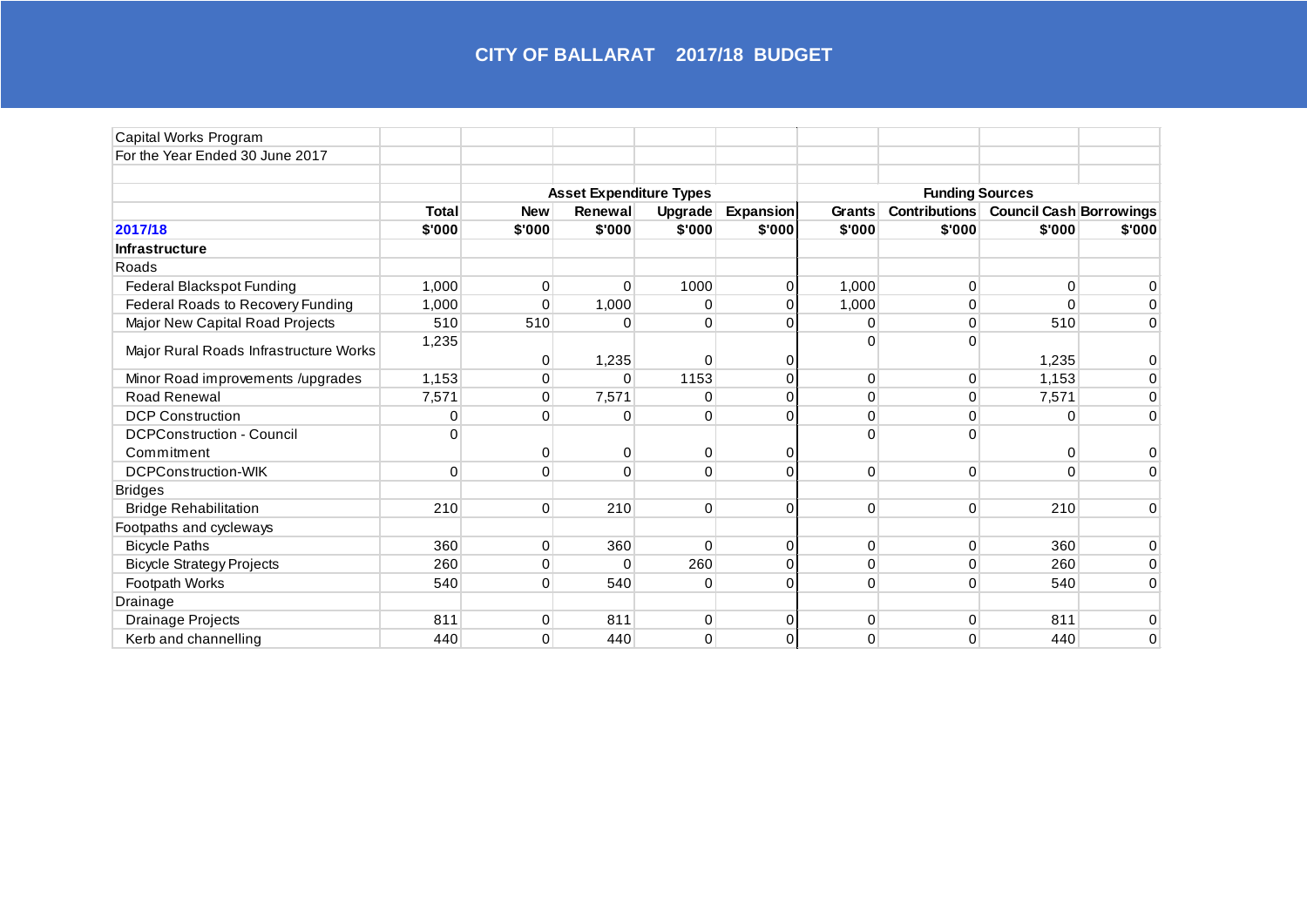# CITY OF BALLARAT 2017/18 BUDGET

Capital Works Program

For the Year Ended 30 June 2017

| | | Asset Expenditure Types | | | | Funding Sources | | | |
|---|---|---|---|---|---|---|---|---|---|
| | **Total** | **New** | **Renewal** | **Upgrade** | **Expansion** | **Grants** | **Contributions** | **Council Cash** | **Borrowings** |
| **2017/18** | **$'000** | **$'000** | **$'000** | **$'000** | **$'000** | **$'000** | **$'000** | **$'000** | **$'000** |
| **Infrastructure** | | | | | | | | | |
| Roads | | | | | | | | | |
| Federal Blackspot Funding | 1,000 | 0 | 0 | 1000 | 0 | 1,000 | 0 | 0 | 0 |
| Federal Roads to Recovery Funding | 1,000 | 0 | 1,000 | 0 | 0 | 1,000 | 0 | 0 | 0 |
| Major New Capital Road Projects | 510 | 510 | 0 | 0 | 0 | 0 | 0 | 510 | 0 |
| Major Rural Roads Infrastructure Works | 1,235 | 0 | 1,235 | 0 | 0 | 0 | 0 | 1,235 | 0 |
| Minor Road improvements /upgrades | 1,153 | 0 | 0 | 1153 | 0 | 0 | 0 | 1,153 | 0 |
| Road Renewal | 7,571 | 0 | 7,571 | 0 | 0 | 0 | 0 | 7,571 | 0 |
| DCP Construction | 0 | 0 | 0 | 0 | 0 | 0 | 0 | 0 | 0 |
| DCPConstruction - Council Commitment | 0 | 0 | 0 | 0 | 0 | 0 | 0 | 0 | 0 |
| DCPConstruction-WIK | 0 | 0 | 0 | 0 | 0 | 0 | 0 | 0 | 0 |
| Bridges | | | | | | | | | |
| Bridge Rehabilitation | 210 | 0 | 210 | 0 | 0 | 0 | 0 | 210 | 0 |
| Footpaths and cycleways | | | | | | | | | |
| Bicycle Paths | 360 | 0 | 360 | 0 | 0 | 0 | 0 | 360 | 0 |
| Bicycle Strategy Projects | 260 | 0 | 0 | 260 | 0 | 0 | 0 | 260 | 0 |
| Footpath Works | 540 | 0 | 540 | 0 | 0 | 0 | 0 | 540 | 0 |
| Drainage | | | | | | | | | |
| Drainage Projects | 811 | 0 | 811 | 0 | 0 | 0 | 0 | 811 | 0 |
| Kerb and channelling | 440 | 0 | 440 | 0 | 0 | 0 | 0 | 440 | 0 |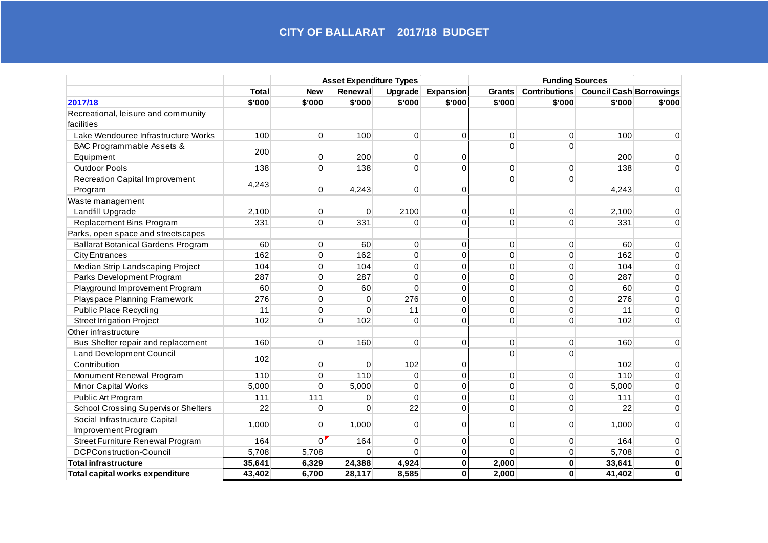# CITY OF BALLARAT 2017/18 BUDGET

| | Total | Asset Expenditure Types | | | | Funding Sources | | | |
|---|---|---|---|---|---|---|---|---|---|
| | Total | New | Renewal | Upgrade | Expansion | Grants | Contributions | Council Cash | Borrowings |
| **2017/18** | **$'000** | **$'000** | **$'000** | **$'000** | **$'000** | **$'000** | **$'000** | **$'000** | **$'000** |
| Recreational, leisure and community facilities | | | | | | | | | |
| Lake Wendouree Infrastructure Works | 100 | 0 | 100 | 0 | 0 | 0 | 0 | 100 | 0 |
| BAC Programmable Assets & Equipment | 200 | 0 | 200 | 0 | 0 | 0 | 0 | 200 | 0 |
| Outdoor Pools | 138 | 0 | 138 | 0 | 0 | 0 | 0 | 138 | 0 |
| Recreation Capital Improvement Program | 4,243 | 0 | 4,243 | 0 | 0 | 0 | 0 | 4,243 | 0 |
| Waste management | | | | | | | | | |
| Landfill Upgrade | 2,100 | 0 | 0 | 2100 | 0 | 0 | 0 | 2,100 | 0 |
| Replacement Bins Program | 331 | 0 | 331 | 0 | 0 | 0 | 0 | 331 | 0 |
| Parks, open space and streetscapes | | | | | | | | | |
| Ballarat Botanical Gardens Program | 60 | 0 | 60 | 0 | 0 | 0 | 0 | 60 | 0 |
| City Entrances | 162 | 0 | 162 | 0 | 0 | 0 | 0 | 162 | 0 |
| Median Strip Landscaping Project | 104 | 0 | 104 | 0 | 0 | 0 | 0 | 104 | 0 |
| Parks Development Program | 287 | 0 | 287 | 0 | 0 | 0 | 0 | 287 | 0 |
| Playground Improvement Program | 60 | 0 | 60 | 0 | 0 | 0 | 0 | 60 | 0 |
| Playspace Planning Framework | 276 | 0 | 0 | 276 | 0 | 0 | 0 | 276 | 0 |
| Public Place Recycling | 11 | 0 | 0 | 11 | 0 | 0 | 0 | 11 | 0 |
| Street Irrigation Project | 102 | 0 | 102 | 0 | 0 | 0 | 0 | 102 | 0 |
| Other infrastructure | | | | | | | | | |
| Bus Shelter repair and replacement | 160 | 0 | 160 | 0 | 0 | 0 | 0 | 160 | 0 |
| Land Development Council Contribution | 102 | 0 | 0 | 102 | 0 | 0 | 0 | 102 | 0 |
| Monument Renewal Program | 110 | 0 | 110 | 0 | 0 | 0 | 0 | 110 | 0 |
| Minor Capital Works | 5,000 | 0 | 5,000 | 0 | 0 | 0 | 0 | 5,000 | 0 |
| Public Art Program | 111 | 111 | 0 | 0 | 0 | 0 | 0 | 111 | 0 |
| School Crossing Supervisor Shelters | 22 | 0 | 0 | 22 | 0 | 0 | 0 | 22 | 0 |
| Social Infrastructure Capital Improvement Program | 1,000 | 0 | 1,000 | 0 | 0 | 0 | 0 | 1,000 | 0 |
| Street Furniture Renewal Program | 164 | 0 | 164 | 0 | 0 | 0 | 0 | 164 | 0 |
| DCPConstruction-Council | 5,708 | 5,708 | 0 | 0 | 0 | 0 | 0 | 5,708 | 0 |
| **Total infrastructure** | **35,641** | **6,329** | **24,388** | **4,924** | **0** | **2,000** | **0** | **33,641** | **0** |
| **Total capital works expenditure** | **43,402** | **6,700** | **28,117** | **8,585** | **0** | **2,000** | **0** | **41,402** | **0** |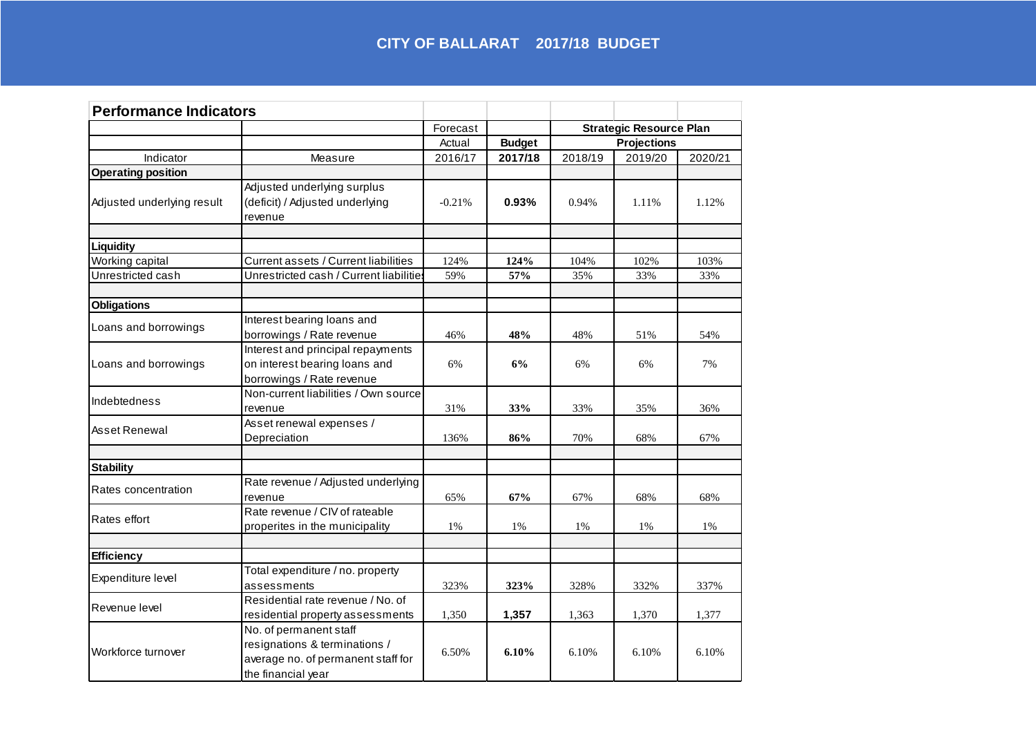# CITY OF BALLARAT 2017/18 BUDGET

## Performance Indicators

| | | Forecast | | Strategic Resource Plan | | |
|---|---|---|---|---|---|---|
| | | Actual | **Budget** | **Projections** | | |
| Indicator | Measure | 2016/17 | **2017/18** | 2018/19 | 2019/20 | 2020/21 |
| **Operating position** | | | | | | |
| Adjusted underlying result | Adjusted underlying surplus (deficit) / Adjusted underlying revenue | -0.21% | **0.93%** | 0.94% | 1.11% | 1.12% |
| | | | | | | |
| **Liquidity** | | | | | | |
| Working capital | Current assets / Current liabilities | 124% | **124%** | 104% | 102% | 103% |
| Unrestricted cash | Unrestricted cash / Current liabilities | 59% | **57%** | 35% | 33% | 33% |
| | | | | | | |
| **Obligations** | | | | | | |
| Loans and borrowings | Interest bearing loans and borrowings / Rate revenue | 46% | **48%** | 48% | 51% | 54% |
| Loans and borrowings | Interest and principal repayments on interest bearing loans and borrowings / Rate revenue | 6% | **6%** | 6% | 6% | 7% |
| Indebtedness | Non-current liabilities / Own source revenue | 31% | **33%** | 33% | 35% | 36% |
| Asset Renewal | Asset renewal expenses / Depreciation | 136% | **86%** | 70% | 68% | 67% |
| | | | | | | |
| **Stability** | | | | | | |
| Rates concentration | Rate revenue / Adjusted underlying revenue | 65% | **67%** | 67% | 68% | 68% |
| Rates effort | Rate revenue / CIV of rateable properites in the municipality | 1% | 1% | 1% | 1% | 1% |
| | | | | | | |
| **Efficiency** | | | | | | |
| Expenditure level | Total expenditure / no. property assessments | 323% | **323%** | 328% | 332% | 337% |
| Revenue level | Residential rate revenue / No. of residential property assessments | 1,350 | **1,357** | 1,363 | 1,370 | 1,377 |
| Workforce turnover | No. of permanent staff resignations & terminations / average no. of permanent staff for the financial year | 6.50% | **6.10%** | 6.10% | 6.10% | 6.10% |